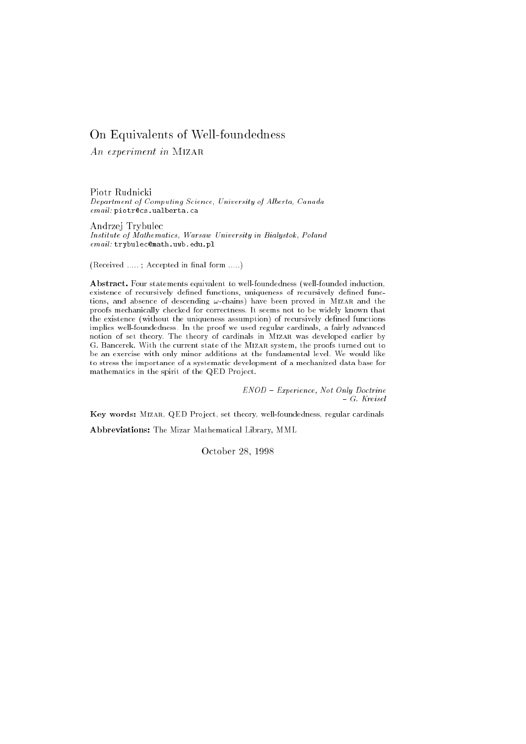# On Equivalents of Well-foundedness

*An experiment in* MIZAR

Piotr Rudnicki
*Department of Computing Science, University of Alberta, Canada*
*email:* piotr@cs.ualberta.ca

Andrzej Trybulec
*Institute of Mathematics, Warsaw University in Bialystok, Poland*
*email:* trybulec@math.uwb.edu.pl

(Received ..... ; Accepted in final form .....)

**Abstract.** Four statements equivalent to well-foundedness (well-founded induction, existence of recursively defined functions, uniqueness of recursively defined functions, and absence of descending $\omega$-chains) have been proved in MIZAR and the proofs mechanically checked for correctness. It seems not to be widely known that the existence (without the uniqueness assumption) of recursively defined functions implies well-foundedness. In the proof we used regular cardinals, a fairly advanced notion of set theory. The theory of cardinals in MIZAR was developed earlier by G. Bancerek. With the current state of the MIZAR system, the proofs turned out to be an exercise with only minor additions at the fundamental level. We would like to stress the importance of a systematic development of a mechanized data base for mathematics in the spirit of the QED Project.

*ENOD – Experience, Not Only Doctrine*
*– G. Kreisel*

**Key words:** MIZAR, QED Project, set theory, well-foundedness, regular cardinals

**Abbreviations:** The Mizar Mathematical Library, MML

October 28, 1998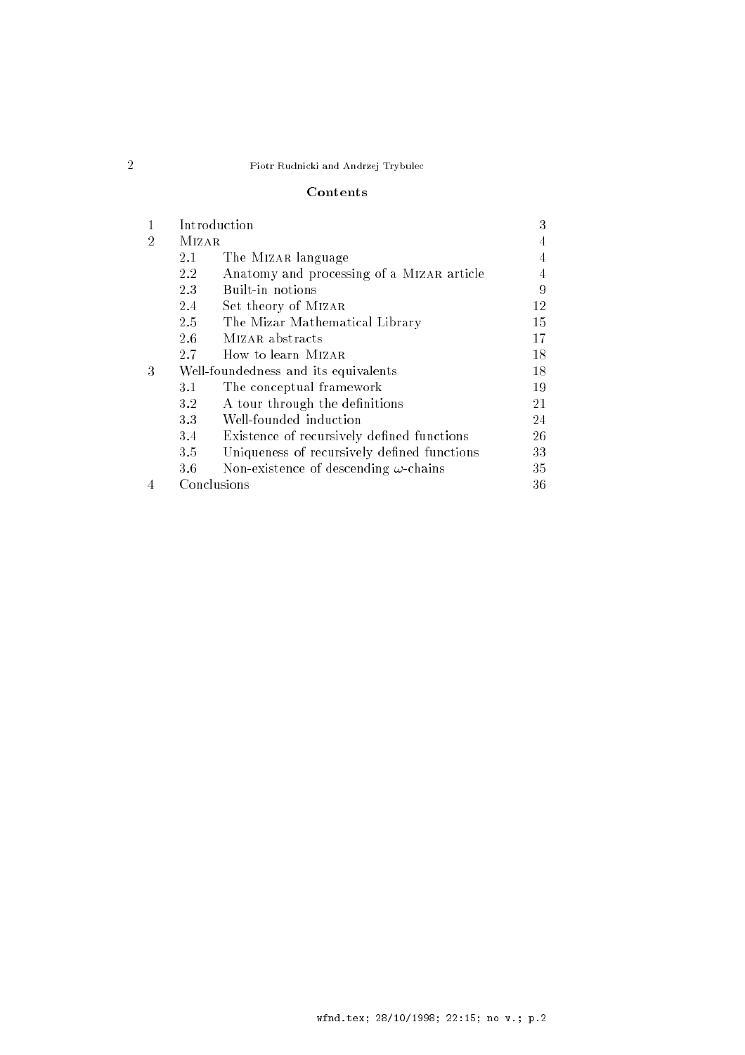## Contents

| | | | |
|---|---|---|---|
| 1 | Introduction | | 3 |
| 2 | MIZAR | | 4 |
| | 2.1 | The MIZAR language | 4 |
| | 2.2 | Anatomy and processing of a MIZAR article | 4 |
| | 2.3 | Built-in notions | 9 |
| | 2.4 | Set theory of MIZAR | 12 |
| | 2.5 | The Mizar Mathematical Library | 15 |
| | 2.6 | MIZAR abstracts | 17 |
| | 2.7 | How to learn MIZAR | 18 |
| 3 | Well-foundedness and its equivalents | | 18 |
| | 3.1 | The conceptual framework | 19 |
| | 3.2 | A tour through the definitions | 21 |
| | 3.3 | Well-founded induction | 24 |
| | 3.4 | Existence of recursively defined functions | 26 |
| | 3.5 | Uniqueness of recursively defined functions | 33 |
| | 3.6 | Non-existence of descending $\omega$-chains | 35 |
| 4 | Conclusions | | 36 |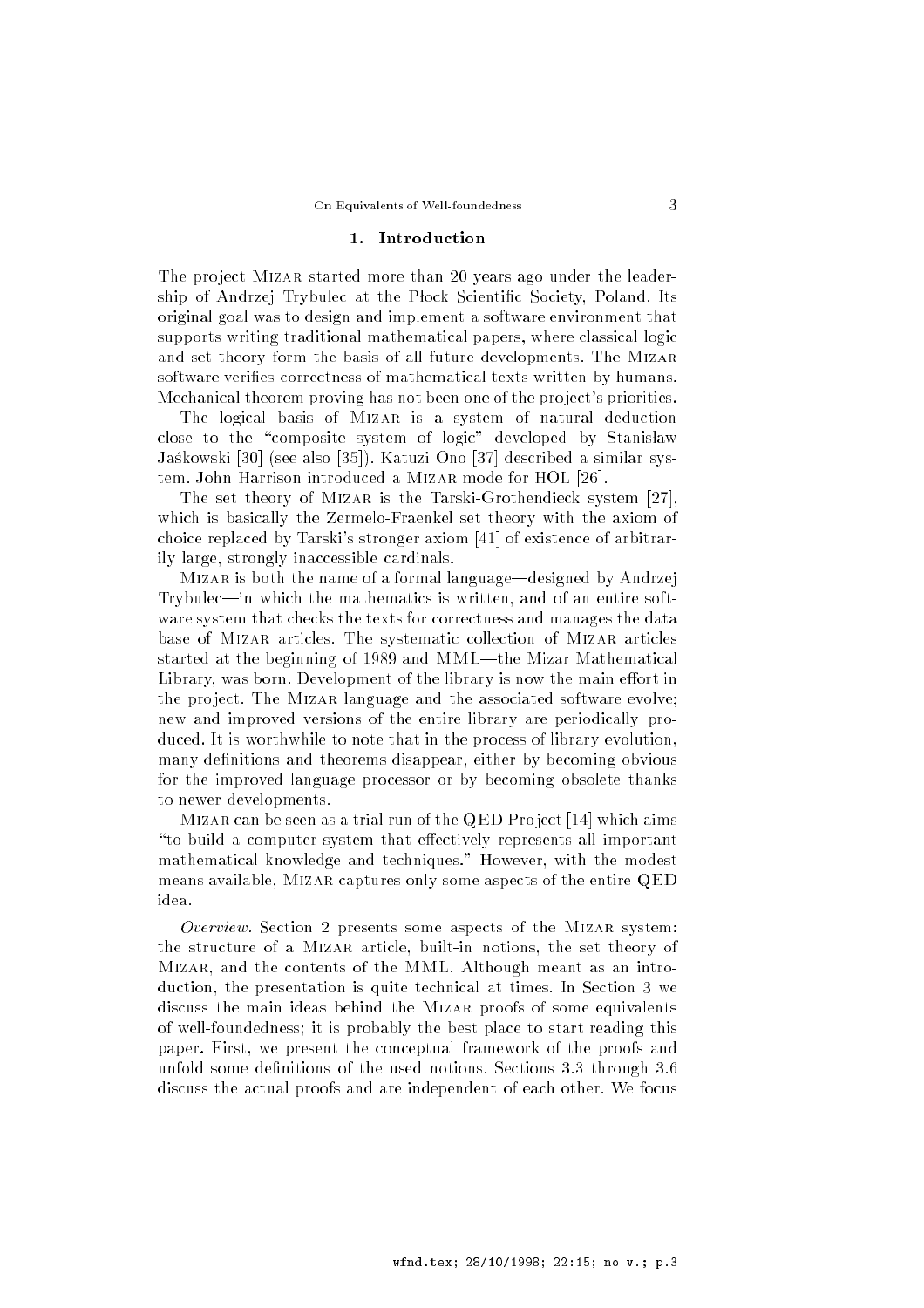## 1. Introduction

The project Mizar started more than 20 years ago under the leadership of Andrzej Trybulec at the Płock Scientific Society, Poland. Its original goal was to design and implement a software environment that supports writing traditional mathematical papers, where classical logic and set theory form the basis of all future developments. The Mizar software verifies correctness of mathematical texts written by humans. Mechanical theorem proving has not been one of the project's priorities.

The logical basis of Mizar is a system of natural deduction close to the "composite system of logic" developed by Stanisław Jaśkowski [30] (see also [35]). Katuzi Ono [37] described a similar system. John Harrison introduced a Mizar mode for HOL [26].

The set theory of Mizar is the Tarski-Grothendieck system [27], which is basically the Zermelo-Fraenkel set theory with the axiom of choice replaced by Tarski's stronger axiom [41] of existence of arbitrarily large, strongly inaccessible cardinals.

Mizar is both the name of a formal language—designed by Andrzej Trybulec—in which the mathematics is written, and of an entire software system that checks the texts for correctness and manages the data base of Mizar articles. The systematic collection of Mizar articles started at the beginning of 1989 and MML—the Mizar Mathematical Library, was born. Development of the library is now the main effort in the project. The Mizar language and the associated software evolve; new and improved versions of the entire library are periodically produced. It is worthwhile to note that in the process of library evolution, many definitions and theorems disappear, either by becoming obvious for the improved language processor or by becoming obsolete thanks to newer developments.

Mizar can be seen as a trial run of the QED Project [14] which aims "to build a computer system that effectively represents all important mathematical knowledge and techniques." However, with the modest means available, Mizar captures only some aspects of the entire QED idea.

*Overview.* Section 2 presents some aspects of the Mizar system: the structure of a Mizar article, built-in notions, the set theory of Mizar, and the contents of the MML. Although meant as an introduction, the presentation is quite technical at times. In Section 3 we discuss the main ideas behind the Mizar proofs of some equivalents of well-foundedness; it is probably the best place to start reading this paper. First, we present the conceptual framework of the proofs and unfold some definitions of the used notions. Sections 3.3 through 3.6 discuss the actual proofs and are independent of each other. We focus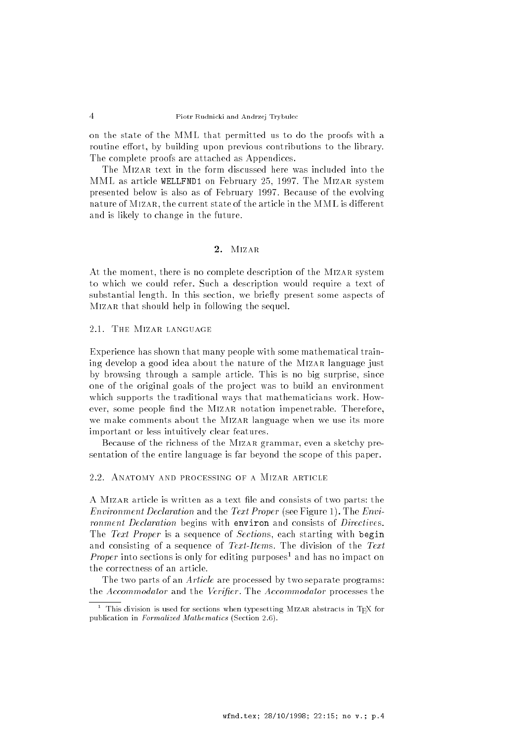on the state of the MML that permitted us to do the proofs with a routine effort, by building upon previous contributions to the library. The complete proofs are attached as Appendices.

The Mizar text in the form discussed here was included into the MML as article `WELLFND1` on February 25, 1997. The Mizar system presented below is also as of February 1997. Because of the evolving nature of Mizar, the current state of the article in the MML is different and is likely to change in the future.

## 2. Mizar

At the moment, there is no complete description of the Mizar system to which we could refer. Such a description would require a text of substantial length. In this section, we briefly present some aspects of Mizar that should help in following the sequel.

### 2.1. The Mizar language

Experience has shown that many people with some mathematical training develop a good idea about the nature of the Mizar language just by browsing through a sample article. This is no big surprise, since one of the original goals of the project was to build an environment which supports the traditional ways that mathematicians work. However, some people find the Mizar notation impenetrable. Therefore, we make comments about the Mizar language when we use its more important or less intuitively clear features.

Because of the richness of the Mizar grammar, even a sketchy presentation of the entire language is far beyond the scope of this paper.

### 2.2. Anatomy and processing of a Mizar article

A Mizar article is written as a text file and consists of two parts: the *Environment Declaration* and the *Text Proper* (see Figure 1). The *Environment Declaration* begins with **`environ`** and consists of *Directives*. The *Text Proper* is a sequence of *Sections*, each starting with **`begin`** and consisting of a sequence of *Text-Items*. The division of the *Text Proper* into sections is only for editing purposes[1] and has no impact on the correctness of an article.

The two parts of an *Article* are processed by two separate programs: the *Accommodator* and the *Verifier*. The *Accommodator* processes the

[1] This division is used for sections when typesetting Mizar abstracts in TEX for publication in *Formalized Mathematics* (Section 2.6).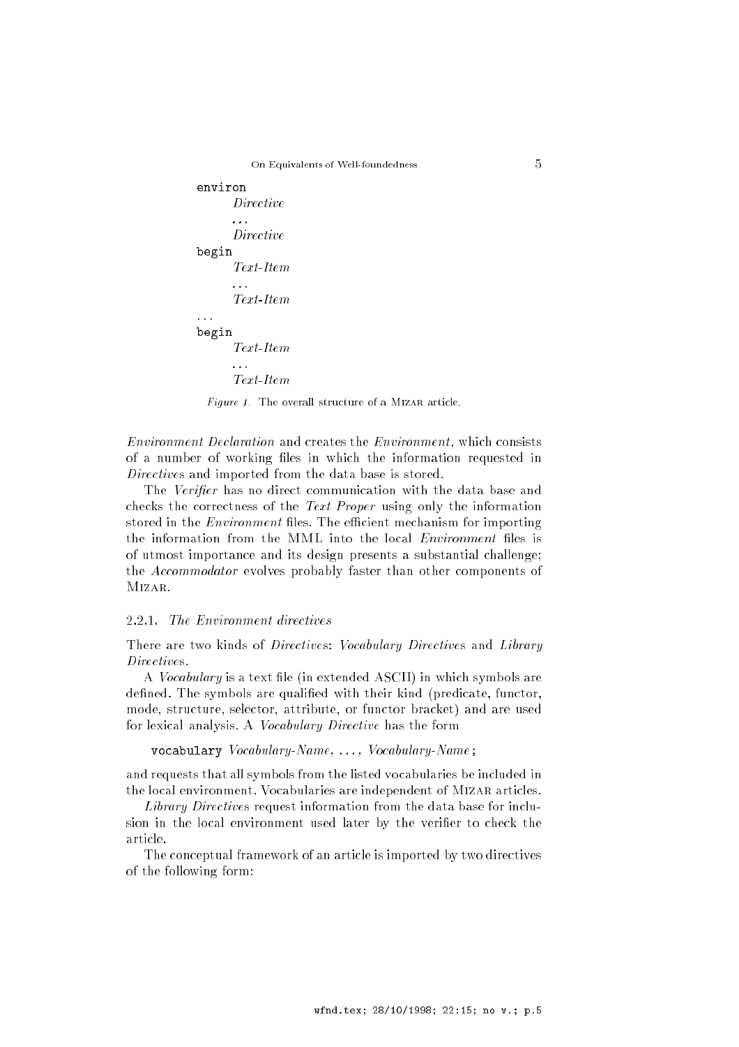```
environ
      Directive
      ...
      Directive
begin
      Text-Item
      ...
      Text-Item
...
begin
      Text-Item
      ...
      Text-Item
```

*Figure 1.* The overall structure of a Mizar article.

*Environment Declaration* and creates the *Environment*, which consists of a number of working files in which the information requested in *Directive*s and imported from the data base is stored.

The *Verifier* has no direct communication with the data base and checks the correctness of the *Text Proper* using only the information stored in the *Environment* files. The efficient mechanism for importing the information from the MML into the local *Environment* files is of utmost importance and its design presents a substantial challenge; the *Accommodator* evolves probably faster than other components of Mizar.

#### 2.2.1. *The Environment directives*

There are two kinds of *Directive*s: *Vocabulary Directive*s and *Library Directive*s.

A *Vocabulary* is a text file (in extended ASCII) in which symbols are defined. The symbols are qualified with their kind (predicate, functor, mode, structure, selector, attribute, or functor bracket) and are used for lexical analysis. A *Vocabulary Directive* has the form

`vocabulary` *Vocabulary-Name*, ..., *Vocabulary-Name* ;

and requests that all symbols from the listed vocabularies be included in the local environment. Vocabularies are independent of Mizar articles.

*Library Directive*s request information from the data base for inclusion in the local environment used later by the verifier to check the article.

The conceptual framework of an article is imported by two directives of the following form: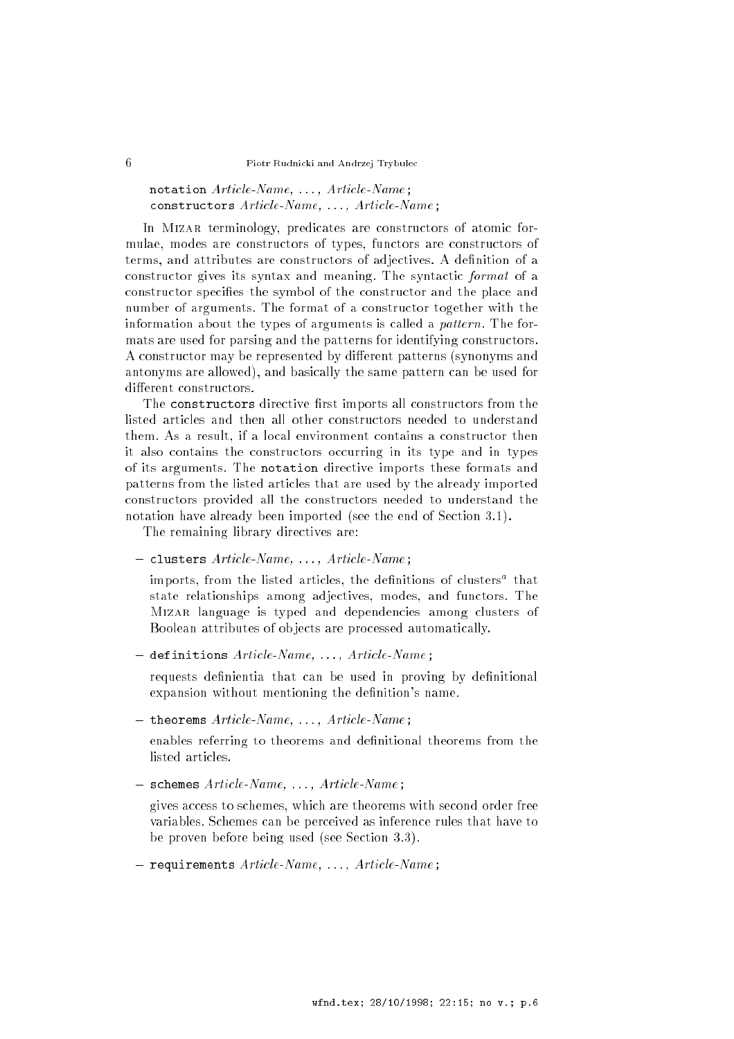`notation` *Article-Name, ..., Article-Name* ;
`constructors` *Article-Name, ..., Article-Name* ;

In MIZAR terminology, predicates are constructors of atomic formulae, modes are constructors of types, functors are constructors of terms, and attributes are constructors of adjectives. A definition of a constructor gives its syntax and meaning. The syntactic *format* of a constructor specifies the symbol of the constructor and the place and number of arguments. The format of a constructor together with the information about the types of arguments is called a *pattern*. The formats are used for parsing and the patterns for identifying constructors. A constructor may be represented by different patterns (synonyms and antonyms are allowed), and basically the same pattern can be used for different constructors.

The `constructors` directive first imports all constructors from the listed articles and then all other constructors needed to understand them. As a result, if a local environment contains a constructor then it also contains the constructors occurring in its type and in types of its arguments. The `notation` directive imports these formats and patterns from the listed articles that are used by the already imported constructors provided all the constructors needed to understand the notation have already been imported (see the end of Section 3.1).

The remaining library directives are:

- `clusters` *Article-Name, ..., Article-Name* ;

  imports, from the listed articles, the definitions of clusters[a] that state relationships among adjectives, modes, and functors. The MIZAR language is typed and dependencies among clusters of Boolean attributes of objects are processed automatically.

- `definitions` *Article-Name, ..., Article-Name* ;

  requests definientia that can be used in proving by definitional expansion without mentioning the definition's name.

- `theorems` *Article-Name, ..., Article-Name* ;

  enables referring to theorems and definitional theorems from the listed articles.

- `schemes` *Article-Name, ..., Article-Name* ;

  gives access to schemes, which are theorems with second order free variables. Schemes can be perceived as inference rules that have to be proven before being used (see Section 3.3).

- `requirements` *Article-Name, ..., Article-Name* ;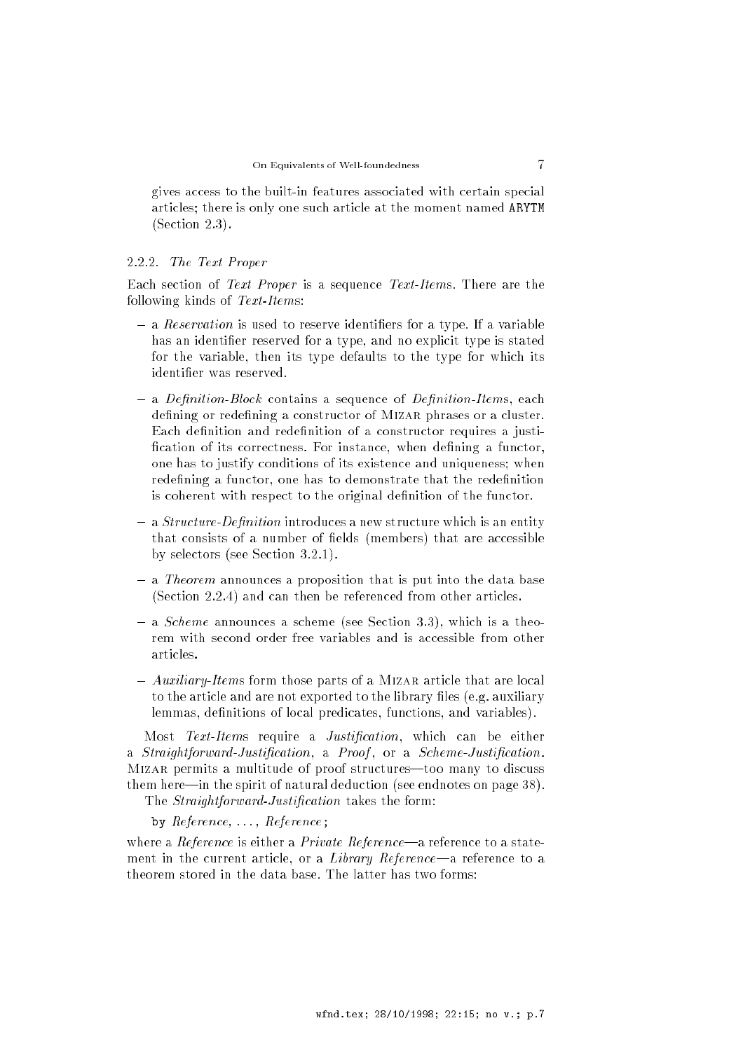gives access to the built-in features associated with certain special articles; there is only one such article at the moment named `ARYTM` (Section 2.3).

#### 2.2.2. *The Text Proper*

Each section of *Text Proper* is a sequence *Text-Items*. There are the following kinds of *Text-Items*:

- a *Reservation* is used to reserve identifiers for a type. If a variable has an identifier reserved for a type, and no explicit type is stated for the variable, then its type defaults to the type for which its identifier was reserved.
- a *Definition-Block* contains a sequence of *Definition-Items*, each defining or redefining a constructor of MIZAR phrases or a cluster. Each definition and redefinition of a constructor requires a justification of its correctness. For instance, when defining a functor, one has to justify conditions of its existence and uniqueness; when redefining a functor, one has to demonstrate that the redefinition is coherent with respect to the original definition of the functor.
- a *Structure-Definition* introduces a new structure which is an entity that consists of a number of fields (members) that are accessible by selectors (see Section 3.2.1).
- a *Theorem* announces a proposition that is put into the data base (Section 2.2.4) and can then be referenced from other articles.
- a *Scheme* announces a scheme (see Section 3.3), which is a theorem with second order free variables and is accessible from other articles.
- *Auxiliary-Items* form those parts of a MIZAR article that are local to the article and are not exported to the library files (e.g. auxiliary lemmas, definitions of local predicates, functions, and variables).

Most *Text-Items* require a *Justification*, which can be either a *Straightforward-Justification*, a *Proof*, or a *Scheme-Justification*. MIZAR permits a multitude of proof structures—too many to discuss them here—in the spirit of natural deduction (see endnotes on page 38).

The *Straightforward-Justification* takes the form:

by *Reference*, ..., *Reference*;

where a *Reference* is either a *Private Reference*—a reference to a statement in the current article, or a *Library Reference*—a reference to a theorem stored in the data base. The latter has two forms: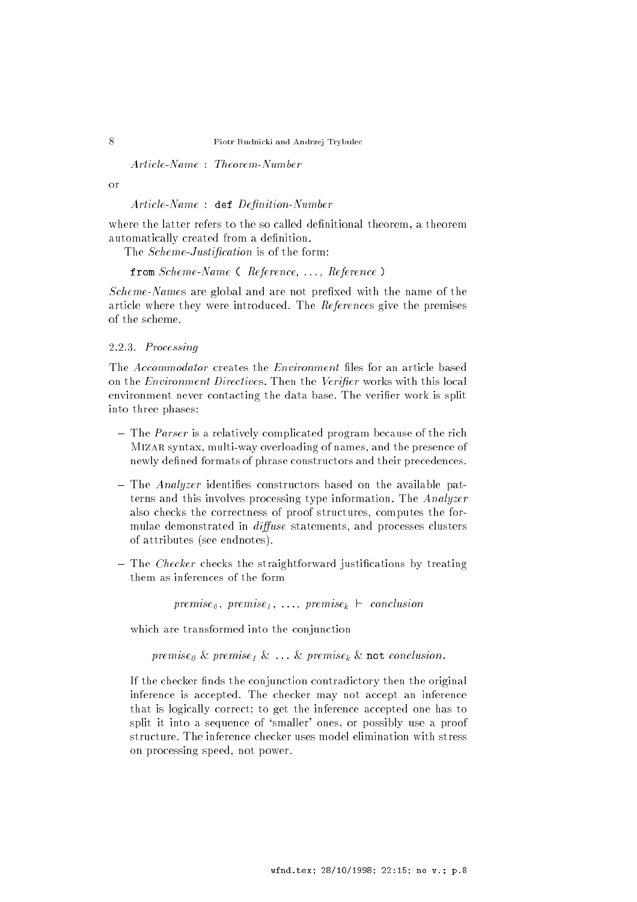*Article-Name* : *Theorem-Number*

or

*Article-Name* : `def` *Definition-Number*

where the latter refers to the so called definitional theorem, a theorem automatically created from a definition.

The *Scheme-Justification* is of the form:

`from` *Scheme-Name* ( *Reference*, ..., *Reference* )

*Scheme-Name*s are global and are not prefixed with the name of the article where they were introduced. The *Reference*s give the premises of the scheme.

### 2.2.3. *Processing*

The *Accommodator* creates the *Environment* files for an article based on the *Environment Directives*. Then the *Verifier* works with this local environment never contacting the data base. The verifier work is split into three phases:

- The *Parser* is a relatively complicated program because of the rich MIZAR syntax, multi-way overloading of names, and the presence of newly defined formats of phrase constructors and their precedences.

- The *Analyzer* identifies constructors based on the available patterns and this involves processing type information. The *Analyzer* also checks the correctness of proof structures, computes the formulae demonstrated in *diffuse* statements, and processes clusters of attributes (see endnotes).

- The *Checker* checks the straightforward justifications by treating them as inferences of the form

  $$premise_0,\ premise_1,\ \ldots,\ premise_k\ \vdash\ conclusion$$

  which are transformed into the conjunction

  $$premise_0\ \&\ premise_1\ \&\ \ldots\ \&\ premise_k\ \&\ \texttt{not}\ conclusion.$$

  If the checker finds the conjunction contradictory then the original inference is accepted. The checker may not accept an inference that is logically correct; to get the inference accepted one has to split it into a sequence of 'smaller' ones, or possibly use a proof structure. The inference checker uses model elimination with stress on processing speed, not power.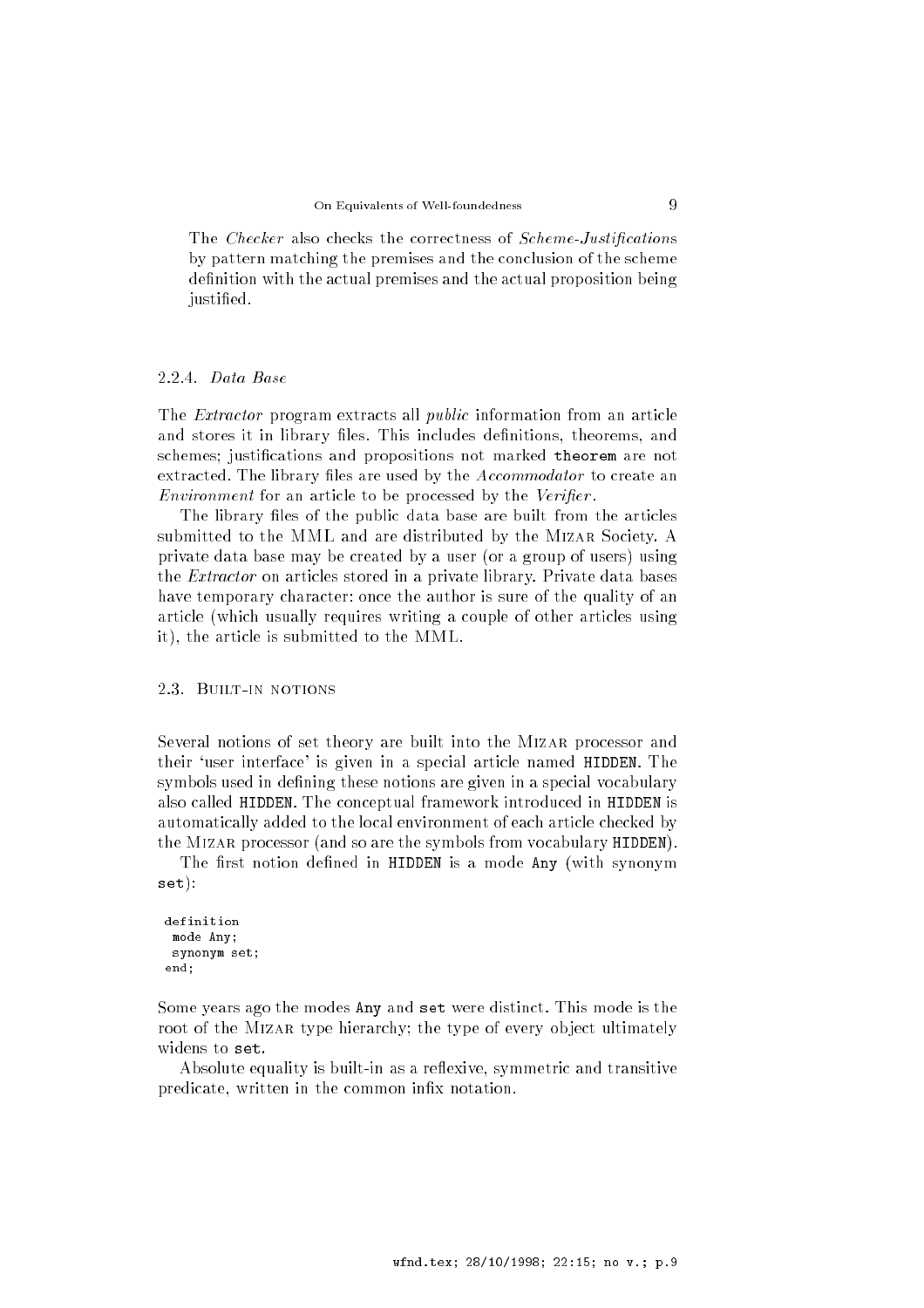The *Checker* also checks the correctness of *Scheme-Justifications* by pattern matching the premises and the conclusion of the scheme definition with the actual premises and the actual proposition being justified.

#### 2.2.4. *Data Base*

The *Extractor* program extracts all *public* information from an article and stores it in library files. This includes definitions, theorems, and schemes; justifications and propositions not marked `theorem` are not extracted. The library files are used by the *Accommodator* to create an *Environment* for an article to be processed by the *Verifier*.

The library files of the public data base are built from the articles submitted to the MML and are distributed by the Mizar Society. A private data base may be created by a user (or a group of users) using the *Extractor* on articles stored in a private library. Private data bases have temporary character: once the author is sure of the quality of an article (which usually requires writing a couple of other articles using it), the article is submitted to the MML.

### 2.3. Built-in notions

Several notions of set theory are built into the Mizar processor and their 'user interface' is given in a special article named `HIDDEN`. The symbols used in defining these notions are given in a special vocabulary also called `HIDDEN`. The conceptual framework introduced in `HIDDEN` is automatically added to the local environment of each article checked by the Mizar processor (and so are the symbols from vocabulary `HIDDEN`).

The first notion defined in `HIDDEN` is a mode `Any` (with synonym `set`):

```
definition
  mode Any;
  synonym set;
end;
```

Some years ago the modes `Any` and `set` were distinct. This mode is the root of the Mizar type hierarchy; the type of every object ultimately widens to `set`.

Absolute equality is built-in as a reflexive, symmetric and transitive predicate, written in the common infix notation.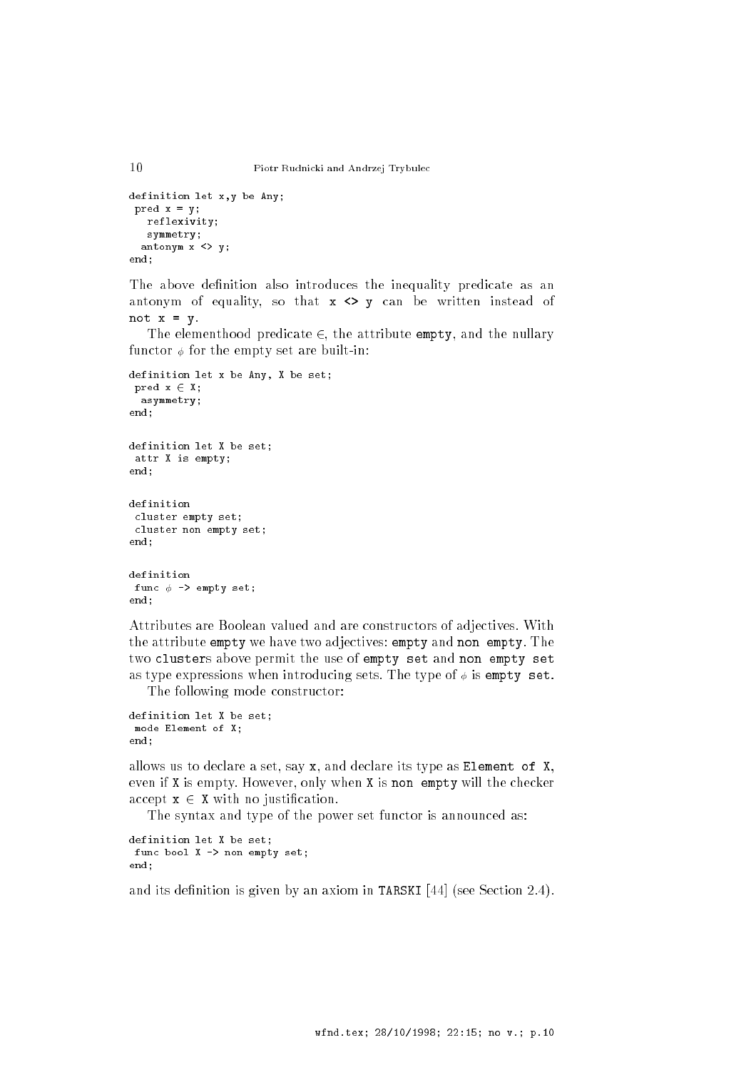```
definition let x,y be Any;
 pred x = y;
   reflexivity;
   symmetry;
  antonym x <> y;
end;
```

The above definition also introduces the inequality predicate as an antonym of equality, so that `x <> y` can be written instead of `not x = y`.

The elementhood predicate $\in$, the attribute `empty`, and the nullary functor $\phi$ for the empty set are built-in:

```
definition let x be Any, X be set;
 pred x ∈ X;
  asymmetry;
end;

definition let X be set;
 attr X is empty;
end;

definition
 cluster empty set;
 cluster non empty set;
end;

definition
 func ϕ -> empty set;
end;
```

Attributes are Boolean valued and are constructors of adjectives. With the attribute `empty` we have two adjectives: `empty` and `non empty`. The two `cluster`s above permit the use of `empty set` and `non empty set` as type expressions when introducing sets. The type of $\phi$ is `empty set`.

The following mode constructor:

```
definition let X be set;
 mode Element of X;
end;
```

allows us to declare a set, say `x`, and declare its type as `Element of X`, even if `X` is empty. However, only when `X` is `non empty` will the checker accept `x ∈ X` with no justification.

The syntax and type of the power set functor is announced as:

```
definition let X be set;
 func bool X -> non empty set;
end;
```

and its definition is given by an axiom in `TARSKI` [44] (see Section 2.4).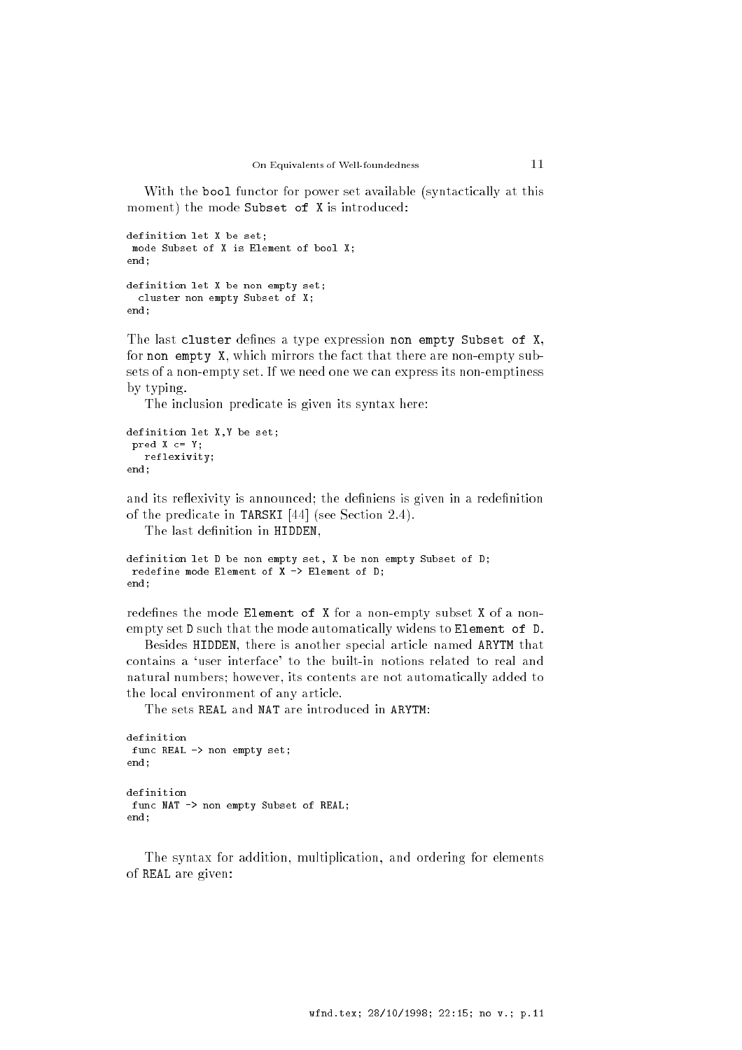With the `bool` functor for power set available (syntactically at this moment) the mode `Subset of X` is introduced:

```
definition let X be set;
 mode Subset of X is Element of bool X;
end;

definition let X be non empty set;
  cluster non empty Subset of X;
end;
```

The last `cluster` defines a type expression `non empty Subset of X`, for `non empty X`, which mirrors the fact that there are non-empty subsets of a non-empty set. If we need one we can express its non-emptiness by typing.

The inclusion predicate is given its syntax here:

```
definition let X,Y be set;
 pred X c= Y;
   reflexivity;
end;
```

and its reflexivity is announced; the definiens is given in a redefinition of the predicate in `TARSKI` [44] (see Section 2.4).

The last definition in `HIDDEN`,

```
definition let D be non empty set, X be non empty Subset of D;
 redefine mode Element of X -> Element of D;
end;
```

redefines the mode `Element of X` for a non-empty subset `X` of a non-empty set `D` such that the mode automatically widens to `Element of D`.

Besides `HIDDEN`, there is another special article named `ARYTM` that contains a 'user interface' to the built-in notions related to real and natural numbers; however, its contents are not automatically added to the local environment of any article.

The sets `REAL` and `NAT` are introduced in `ARYTM`:

```
definition
 func REAL -> non empty set;
end;

definition
 func NAT -> non empty Subset of REAL;
end;
```

The syntax for addition, multiplication, and ordering for elements of `REAL` are given: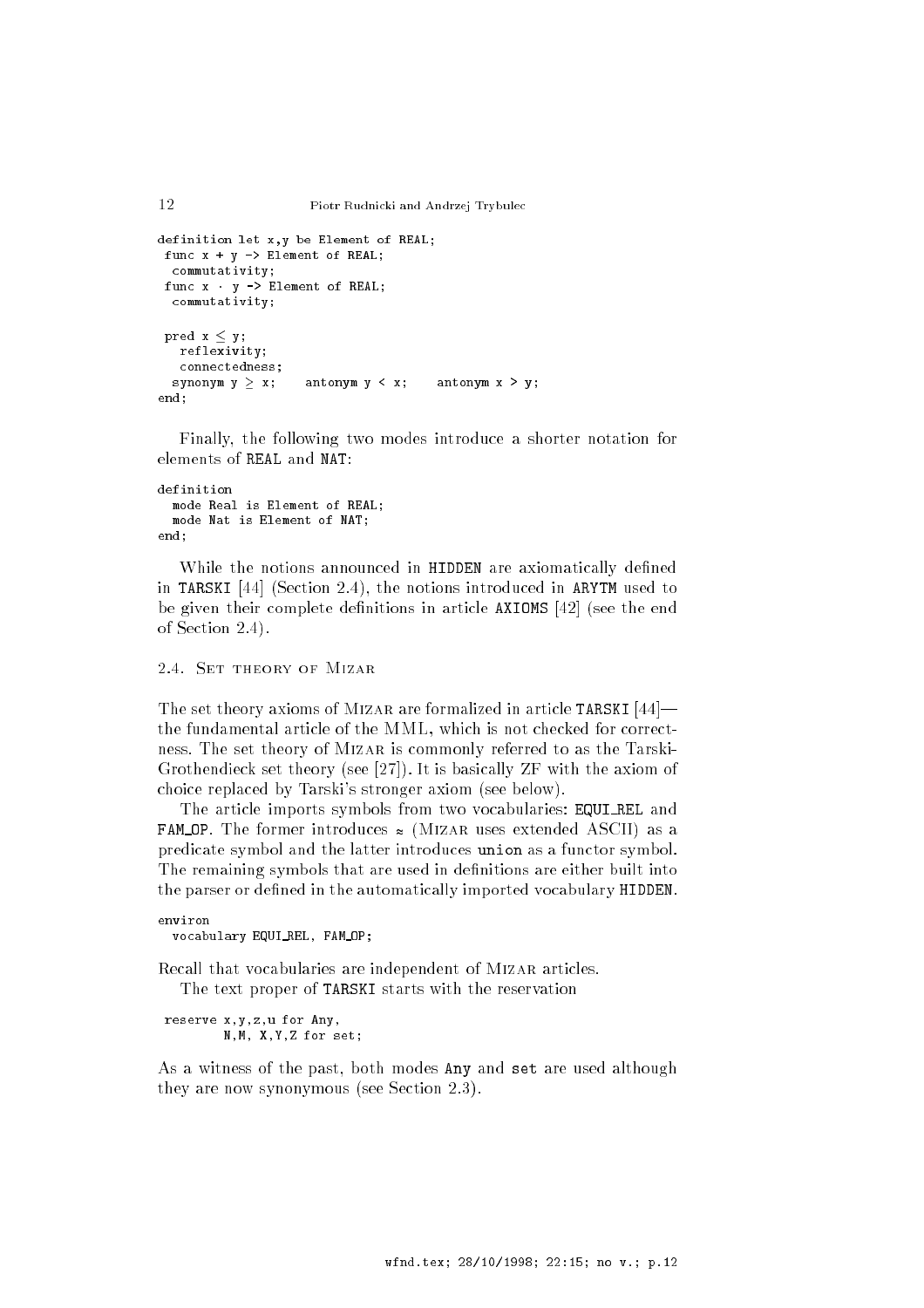```
definition let x,y be Element of REAL;
 func x + y -> Element of REAL;
  commutativity;
 func x · y -> Element of REAL;
  commutativity;

 pred x ≤ y;
   reflexivity;
   connectedness;
  synonym y ≥ x;    antonym y < x;    antonym x > y;
end;
```

Finally, the following two modes introduce a shorter notation for elements of REAL and NAT:

```
definition
  mode Real is Element of REAL;
  mode Nat is Element of NAT;
end;
```

While the notions announced in HIDDEN are axiomatically defined in TARSKI [44] (Section 2.4), the notions introduced in ARYTM used to be given their complete definitions in article AXIOMS [42] (see the end of Section 2.4).

### 2.4. Set theory of Mizar

The set theory axioms of Mizar are formalized in article TARSKI [44]—the fundamental article of the MML, which is not checked for correctness. The set theory of Mizar is commonly referred to as the Tarski-Grothendieck set theory (see [27]). It is basically ZF with the axiom of choice replaced by Tarski's stronger axiom (see below).

The article imports symbols from two vocabularies: EQUI_REL and FAM_OP. The former introduces ≈ (Mizar uses extended ASCII) as a predicate symbol and the latter introduces union as a functor symbol. The remaining symbols that are used in definitions are either built into the parser or defined in the automatically imported vocabulary HIDDEN.

```
environ
  vocabulary EQUI_REL, FAM_OP;
```

Recall that vocabularies are independent of Mizar articles.

The text proper of TARSKI starts with the reservation

```
 reserve x,y,z,u for Any,
         N,M, X,Y,Z for set;
```

As a witness of the past, both modes Any and set are used although they are now synonymous (see Section 2.3).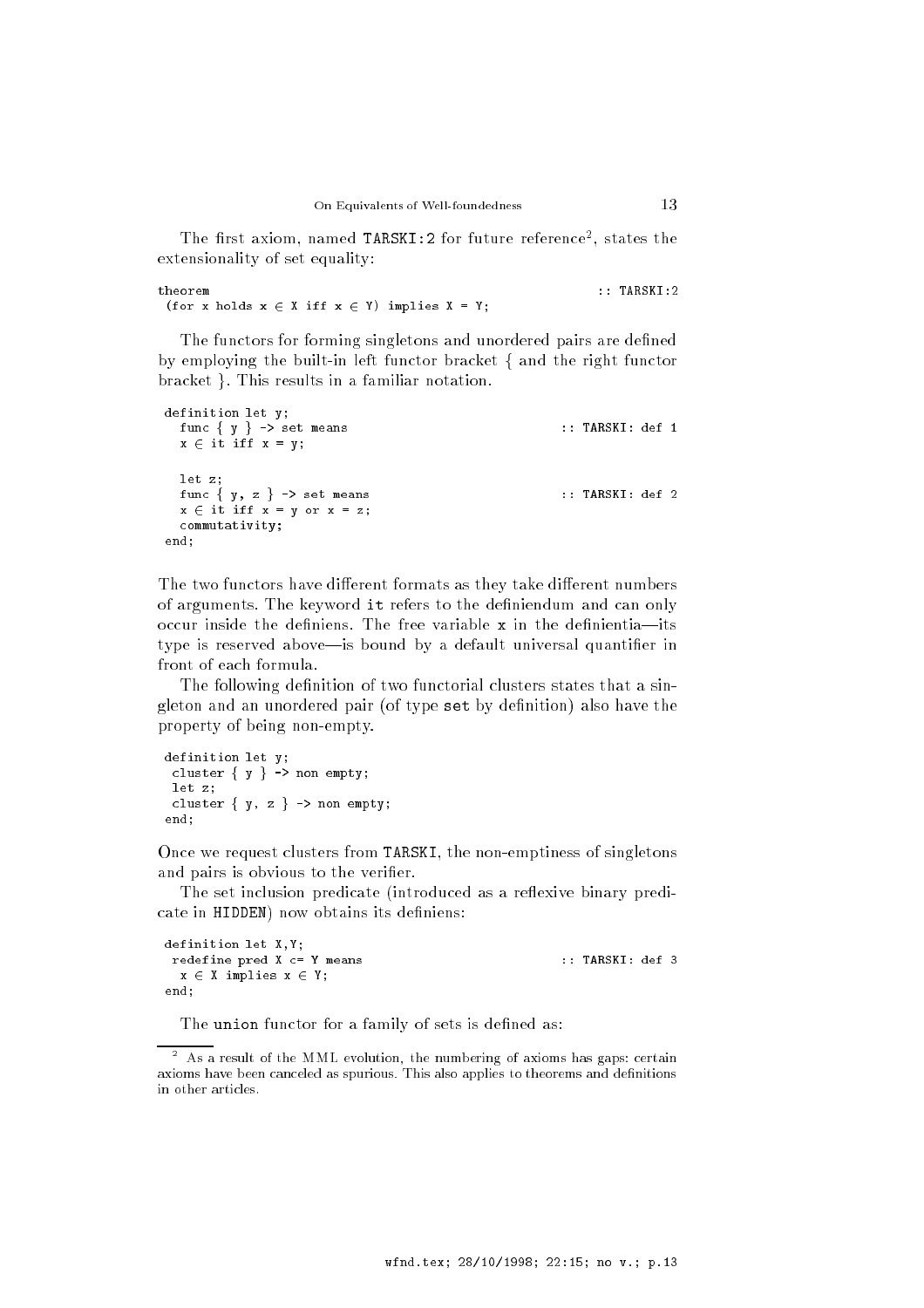The first axiom, named `TARSKI:2` for future reference[2], states the extensionality of set equality:

```
theorem                                                    :: TARSKI:2
 (for x holds x ∈ X iff x ∈ Y) implies X = Y;
```

The functors for forming singletons and unordered pairs are defined by employing the built-in left functor bracket { and the right functor bracket }. This results in a familiar notation.

```
definition let y;
  func { y } -> set means                                  :: TARSKI: def 1
  x ∈ it iff x = y;

  let z;
  func { y, z } -> set means                               :: TARSKI: def 2
  x ∈ it iff x = y or x = z;
  commutativity;
end;
```

The two functors have different formats as they take different numbers of arguments. The keyword `it` refers to the definiendum and can only occur inside the definiens. The free variable `x` in the definientia—its type is reserved above—is bound by a default universal quantifier in front of each formula.

The following definition of two functorial clusters states that a singleton and an unordered pair (of type `set` by definition) also have the property of being non-empty.

```
definition let y;
 cluster { y } -> non empty;
 let z;
 cluster { y, z } -> non empty;
end;
```

Once we request clusters from `TARSKI`, the non-emptiness of singletons and pairs is obvious to the verifier.

The set inclusion predicate (introduced as a reflexive binary predicate in `HIDDEN`) now obtains its definiens:

```
definition let X,Y;
 redefine pred X c= Y means                                :: TARSKI: def 3
  x ∈ X implies x ∈ Y;
end;
```

The `union` functor for a family of sets is defined as:

[2] As a result of the MML evolution, the numbering of axioms has gaps: certain axioms have been canceled as spurious. This also applies to theorems and definitions in other articles.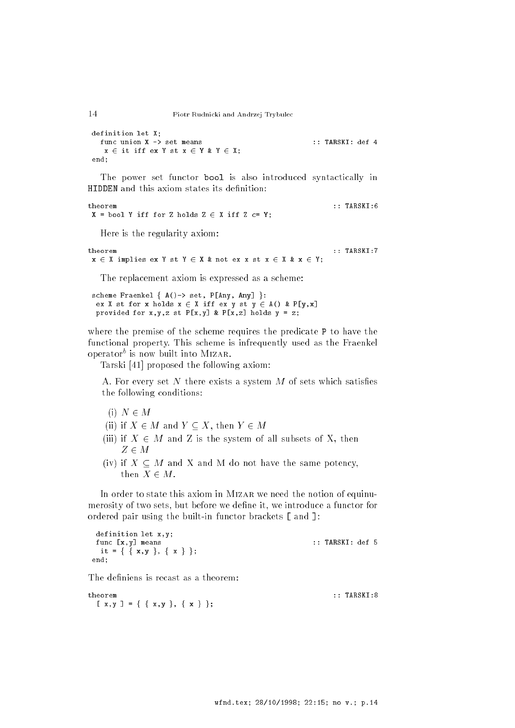```
definition let X;
  func union X -> set means                              :: TARSKI: def 4
   x ∈ it iff ex Y st x ∈ Y & Y ∈ X;
end;
```

The power set functor `bool` is also introduced syntactically in `HIDDEN` and this axiom states its definition:

```
theorem                                                  :: TARSKI:6
 X = bool Y iff for Z holds Z ∈ X iff Z c= Y;
```

Here is the regularity axiom:

```
theorem                                                  :: TARSKI:7
 x ∈ X implies ex Y st Y ∈ X & not ex x st x ∈ X & x ∈ Y;
```

The replacement axiom is expressed as a scheme:

```
scheme Fraenkel { A()-> set, P[Any, Any] }:
 ex X st for x holds x ∈ X iff ex y st y ∈ A() & P[y,x]
 provided for x,y,z st P[x,y] & P[x,z] holds y = z;
```

where the premise of the scheme requires the predicate `P` to have the functional property. This scheme is infrequently used as the Fraenkel operator[b] is now built into Mizar.

Tarski [41] proposed the following axiom:

> A. For every set $N$ there exists a system $M$ of sets which satisfies the following conditions:
>
> (i) $N \in M$
>
> (ii) if $X \in M$ and $Y \subseteq X$, then $Y \in M$
>
> (iii) if $X \in M$ and Z is the system of all subsets of X, then $Z \in M$
>
> (iv) if $X \subseteq M$ and X and M do not have the same potency, then $X \in M$.

In order to state this axiom in Mizar we need the notion of equinumerosity of two sets, but before we define it, we introduce a functor for ordered pair using the built-in functor brackets `[` and `]`:

```
 definition let x,y;
 func [x,y] means                                        :: TARSKI: def 5
  it = { { x,y }, { x } };
end;
```

The definiens is recast as a theorem:

```
theorem                                                  :: TARSKI:8
  [ x,y ] = { { x,y }, { x } };
```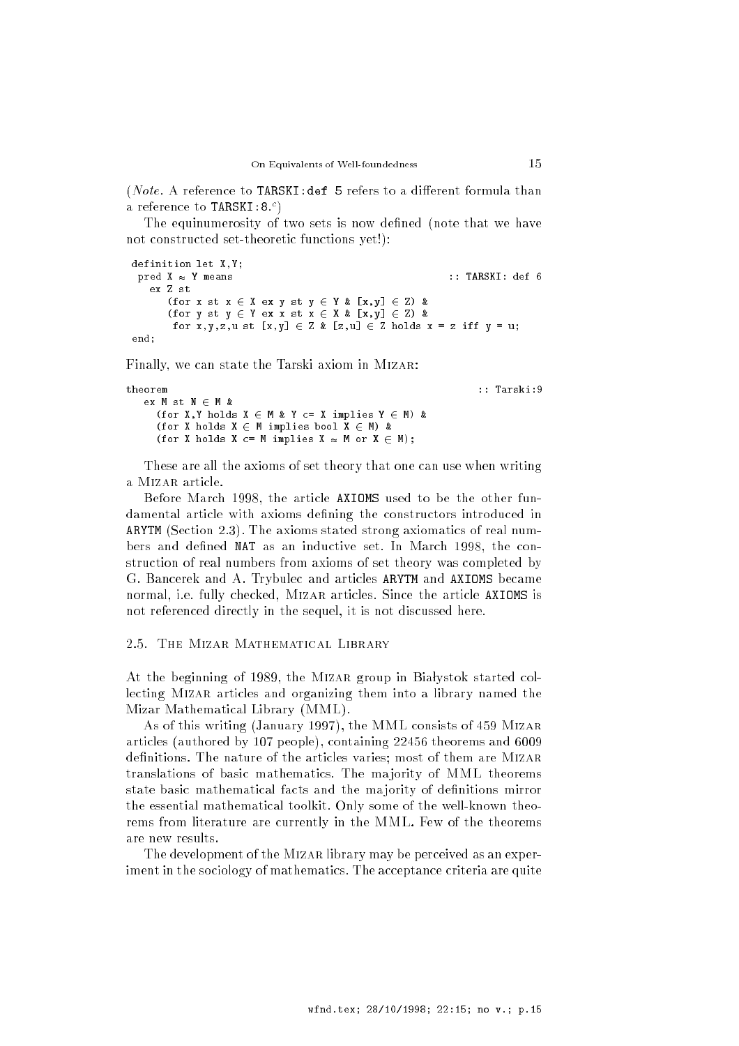(*Note*. A reference to `TARSKI:def 5` refers to a different formula than a reference to `TARSKI:8`.[c])

The equinumerosity of two sets is now defined (note that we have not constructed set-theoretic functions yet!):

```
definition let X,Y;
 pred X ≈ Y means                                        :: TARSKI: def 6
   ex Z st
      (for x st x ∈ X ex y st y ∈ Y & [x,y] ∈ Z) &
      (for y st y ∈ Y ex x st x ∈ X & [x,y] ∈ Z) &
       for x,y,z,u st [x,y] ∈ Z & [z,u] ∈ Z holds x = z iff y = u;
end;
```

Finally, we can state the Tarski axiom in Mizar:

```
theorem                                                   :: Tarski:9
   ex M st N ∈ M &
     (for X,Y holds X ∈ M & Y c= X implies Y ∈ M) &
     (for X holds X ∈ M implies bool X ∈ M) &
     (for X holds X c= M implies X ≈ M or X ∈ M);
```

These are all the axioms of set theory that one can use when writing a Mizar article.

Before March 1998, the article `AXIOMS` used to be the other fundamental article with axioms defining the constructors introduced in `ARYTM` (Section 2.3). The axioms stated strong axiomatics of real numbers and defined `NAT` as an inductive set. In March 1998, the construction of real numbers from axioms of set theory was completed by G. Bancerek and A. Trybulec and articles `ARYTM` and `AXIOMS` became normal, i.e. fully checked, Mizar articles. Since the article `AXIOMS` is not referenced directly in the sequel, it is not discussed here.

### 2.5. The Mizar Mathematical Library

At the beginning of 1989, the Mizar group in Białystok started collecting Mizar articles and organizing them into a library named the Mizar Mathematical Library (MML).

As of this writing (January 1997), the MML consists of 459 Mizar articles (authored by 107 people), containing 22456 theorems and 6009 definitions. The nature of the articles varies; most of them are Mizar translations of basic mathematics. The majority of MML theorems state basic mathematical facts and the majority of definitions mirror the essential mathematical toolkit. Only some of the well-known theorems from literature are currently in the MML. Few of the theorems are new results.

The development of the Mizar library may be perceived as an experiment in the sociology of mathematics. The acceptance criteria are quite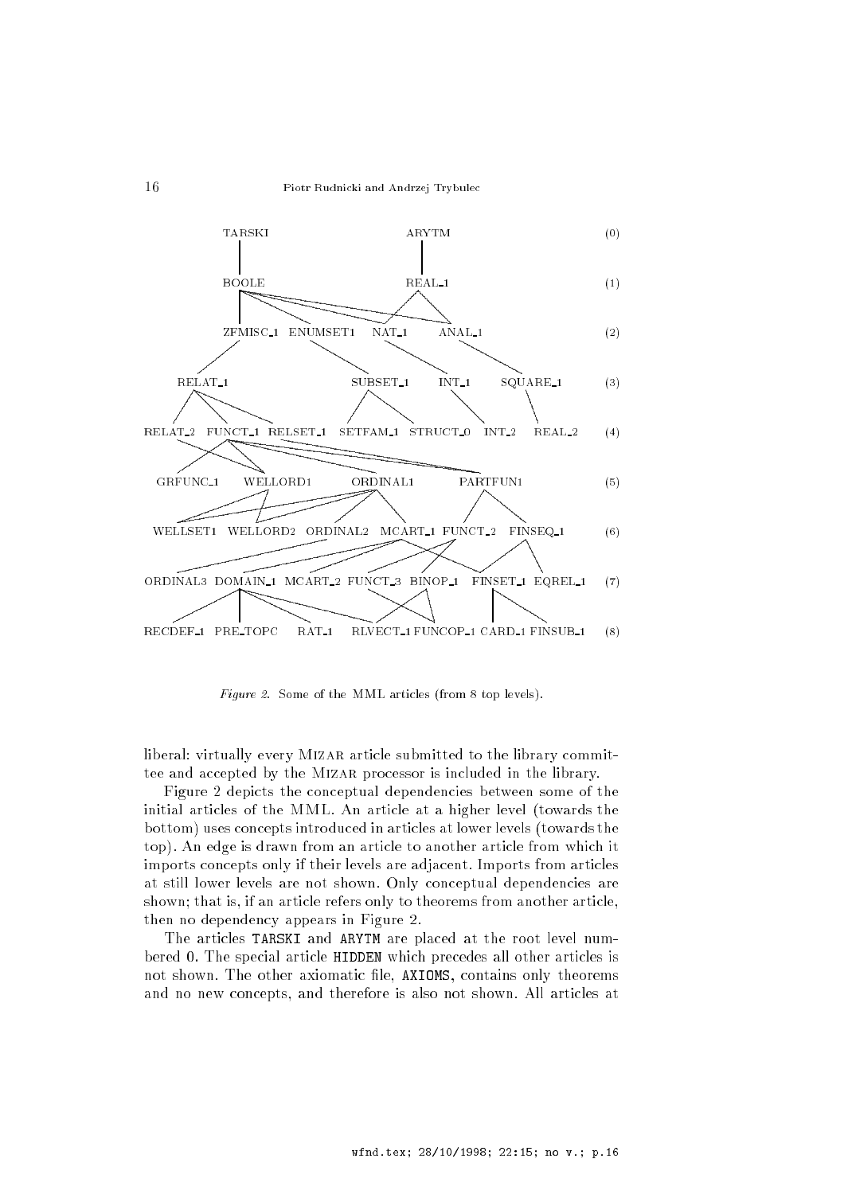TARSKI ARYTM (0)

BOOLE REAL_1 (1)

ZFMISC_1 ENUMSET1 NAT_1 ANAL_1 (2)

RELAT_1 SUBSET_1 INT_1 SQUARE_1 (3)

RELAT_2 FUNCT_1 RELSET_1 SETFAM_1 STRUCT_0 INT_2 REAL_2 (4)

GRFUNC_1 WELLORD1 ORDINAL1 PARTFUN1 (5)

WELLSET1 WELLORD2 ORDINAL2 MCART_1 FUNCT_2 FINSEQ_1 (6)

ORDINAL3 DOMAIN_1 MCART_2 FUNCT_3 BINOP_1 FINSET_1 EQREL_1 (7)

RECDEF_1 PRE_TOPC RAT_1 RLVECT_1 FUNCOP_1 CARD_1 FINSUB_1 (8)

*Figure 2.* Some of the MML articles (from 8 top levels).

liberal: virtually every MIZAR article submitted to the library committee and accepted by the MIZAR processor is included in the library.

Figure 2 depicts the conceptual dependencies between some of the initial articles of the MML. An article at a higher level (towards the bottom) uses concepts introduced in articles at lower levels (towards the top). An edge is drawn from an article to another article from which it imports concepts only if their levels are adjacent. Imports from articles at still lower levels are not shown. Only conceptual dependencies are shown; that is, if an article refers only to theorems from another article, then no dependency appears in Figure 2.

The articles `TARSKI` and `ARYTM` are placed at the root level numbered 0. The special article `HIDDEN` which precedes all other articles is not shown. The other axiomatic file, `AXIOMS`, contains only theorems and no new concepts, and therefore is also not shown. All articles at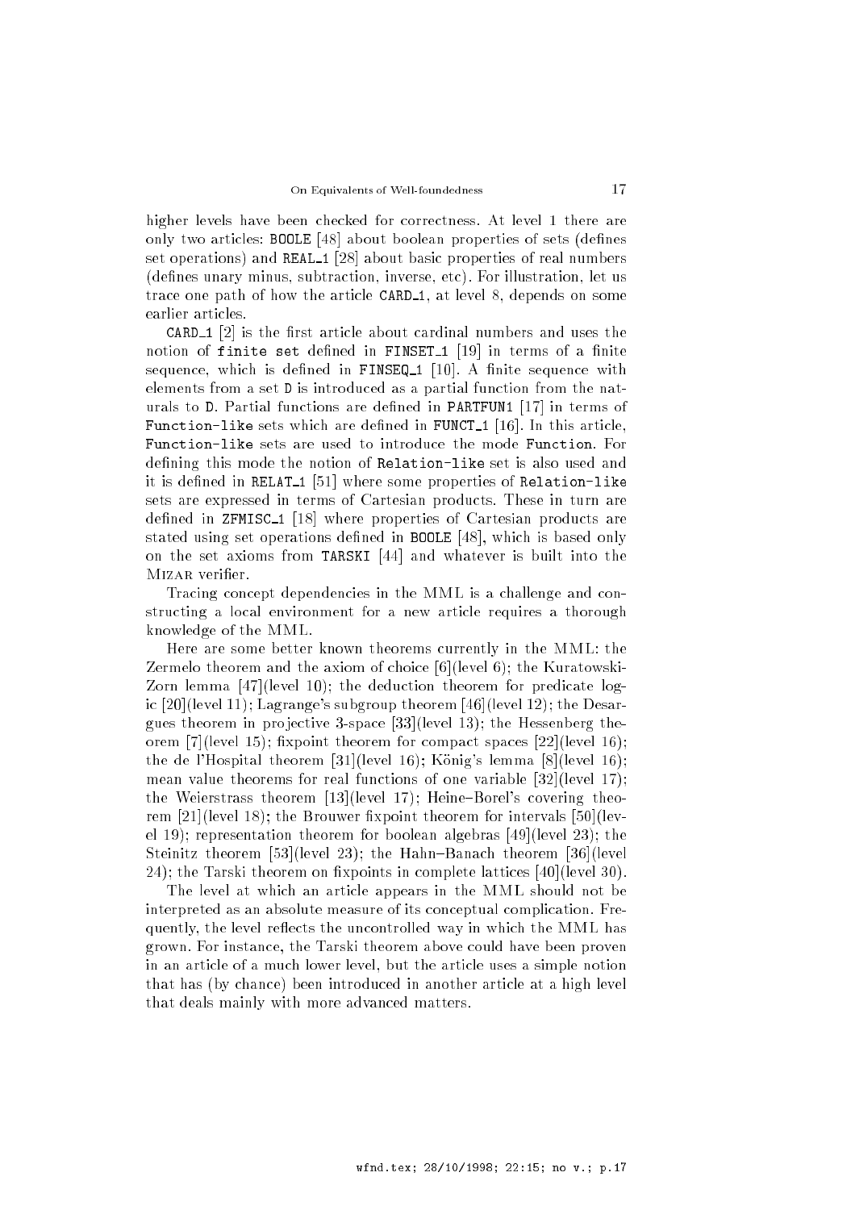higher levels have been checked for correctness. At level 1 there are only two articles: `BOOLE` [48] about boolean properties of sets (defines set operations) and `REAL_1` [28] about basic properties of real numbers (defines unary minus, subtraction, inverse, etc). For illustration, let us trace one path of how the article `CARD_1`, at level 8, depends on some earlier articles.

`CARD_1` [2] is the first article about cardinal numbers and uses the notion of `finite set` defined in `FINSET_1` [19] in terms of a finite sequence, which is defined in `FINSEQ_1` [10]. A finite sequence with elements from a set `D` is introduced as a partial function from the naturals to `D`. Partial functions are defined in `PARTFUN1` [17] in terms of `Function-like` sets which are defined in `FUNCT_1` [16]. In this article, `Function-like` sets are used to introduce the mode `Function`. For defining this mode the notion of `Relation-like` set is also used and it is defined in `RELAT_1` [51] where some properties of `Relation-like` sets are expressed in terms of Cartesian products. These in turn are defined in `ZFMISC_1` [18] where properties of Cartesian products are stated using set operations defined in `BOOLE` [48], which is based only on the set axioms from `TARSKI` [44] and whatever is built into the Mizar verifier.

Tracing concept dependencies in the MML is a challenge and constructing a local environment for a new article requires a thorough knowledge of the MML.

Here are some better known theorems currently in the MML: the Zermelo theorem and the axiom of choice [6](level 6); the Kuratowski-Zorn lemma [47](level 10); the deduction theorem for predicate logic [20](level 11); Lagrange's subgroup theorem [46](level 12); the Desargues theorem in projective 3-space [33](level 13); the Hessenberg theorem [7](level 15); fixpoint theorem for compact spaces [22](level 16); the de l'Hospital theorem [31](level 16); König's lemma [8](level 16); mean value theorems for real functions of one variable [32](level 17); the Weierstrass theorem [13](level 17); Heine–Borel's covering theorem [21](level 18); the Brouwer fixpoint theorem for intervals [50](level 19); representation theorem for boolean algebras [49](level 23); the Steinitz theorem [53](level 23); the Hahn–Banach theorem [36](level 24); the Tarski theorem on fixpoints in complete lattices [40](level 30).

The level at which an article appears in the MML should not be interpreted as an absolute measure of its conceptual complication. Frequently, the level reflects the uncontrolled way in which the MML has grown. For instance, the Tarski theorem above could have been proven in an article of a much lower level, but the article uses a simple notion that has (by chance) been introduced in another article at a high level that deals mainly with more advanced matters.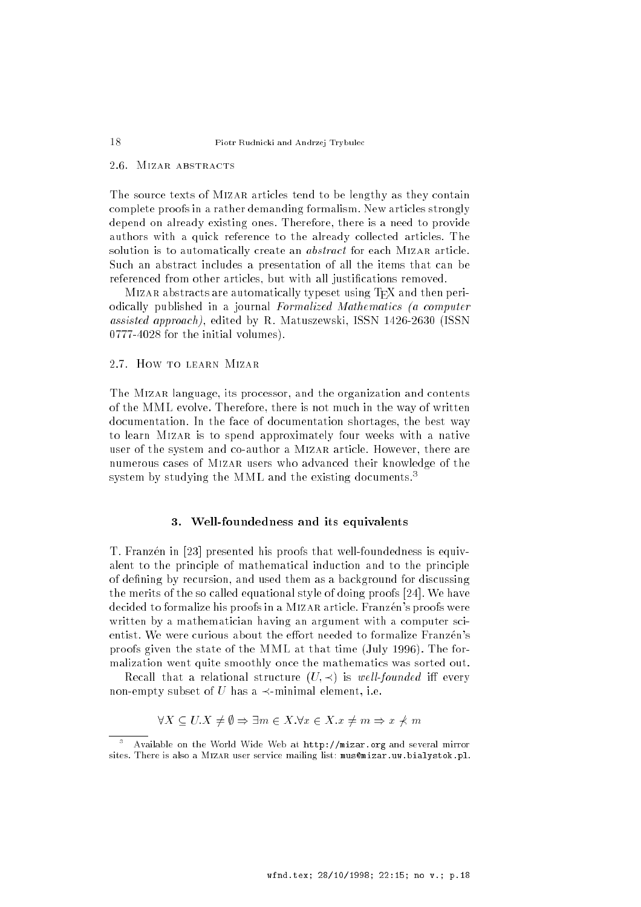### 2.6. Mizar abstracts

The source texts of Mizar articles tend to be lengthy as they contain complete proofs in a rather demanding formalism. New articles strongly depend on already existing ones. Therefore, there is a need to provide authors with a quick reference to the already collected articles. The solution is to automatically create an *abstract* for each Mizar article. Such an abstract includes a presentation of all the items that can be referenced from other articles, but with all justifications removed.

Mizar abstracts are automatically typeset using TEX and then periodically published in a journal *Formalized Mathematics (a computer assisted approach)*, edited by R. Matuszewski, ISSN 1426-2630 (ISSN 0777-4028 for the initial volumes).

### 2.7. How to learn Mizar

The Mizar language, its processor, and the organization and contents of the MML evolve. Therefore, there is not much in the way of written documentation. In the face of documentation shortages, the best way to learn Mizar is to spend approximately four weeks with a native user of the system and co-author a Mizar article. However, there are numerous cases of Mizar users who advanced their knowledge of the system by studying the MML and the existing documents.[3]

## 3. Well-foundedness and its equivalents

T. Franzén in [23] presented his proofs that well-foundedness is equivalent to the principle of mathematical induction and to the principle of defining by recursion, and used them as a background for discussing the merits of the so called equational style of doing proofs [24]. We have decided to formalize his proofs in a Mizar article. Franzén's proofs were written by a mathematician having an argument with a computer scientist. We were curious about the effort needed to formalize Franzén's proofs given the state of the MML at that time (July 1996). The formalization went quite smoothly once the mathematics was sorted out.

Recall that a relational structure $(U, \prec)$ is *well-founded* iff every non-empty subset of $U$ has a $\prec$-minimal element, i.e.

$$\forall X \subseteq U . X \neq \emptyset \Rightarrow \exists m \in X . \forall x \in X . x \neq m \Rightarrow x \not\prec m$$

[3] Available on the World Wide Web at `http://mizar.org` and several mirror sites. There is also a Mizar user service mailing list: `mus@mizar.uw.bialystok.pl`.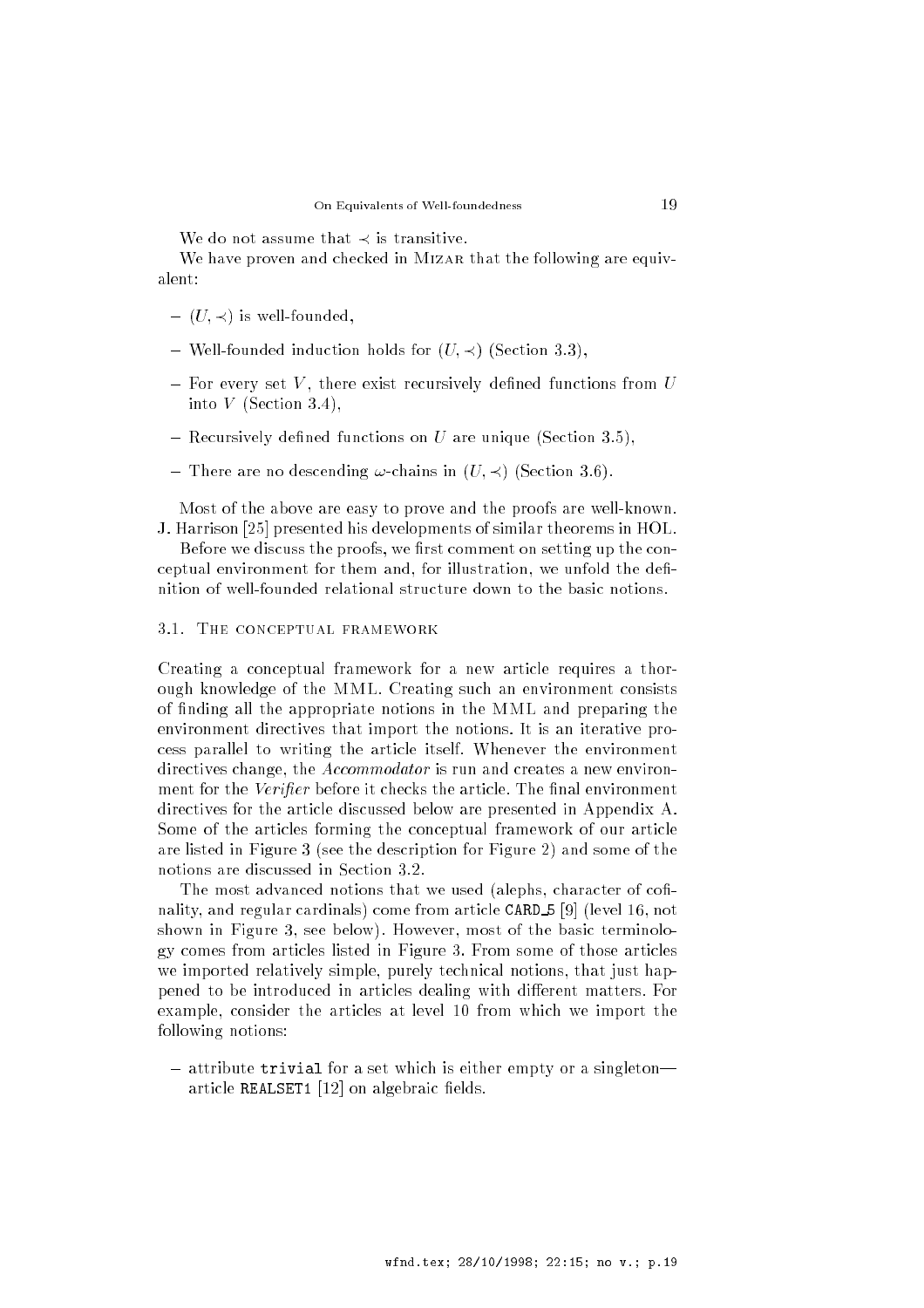We do not assume that $\prec$ is transitive.

We have proven and checked in MIZAR that the following are equivalent:

- $(U, \prec)$ is well-founded,
- Well-founded induction holds for $(U, \prec)$ (Section 3.3),
- For every set $V$, there exist recursively defined functions from $U$ into $V$ (Section 3.4),
- Recursively defined functions on $U$ are unique (Section 3.5),
- There are no descending $\omega$-chains in $(U, \prec)$ (Section 3.6).

Most of the above are easy to prove and the proofs are well-known. J. Harrison [25] presented his developments of similar theorems in HOL.

Before we discuss the proofs, we first comment on setting up the conceptual environment for them and, for illustration, we unfold the definition of well-founded relational structure down to the basic notions.

### 3.1. The conceptual framework

Creating a conceptual framework for a new article requires a thorough knowledge of the MML. Creating such an environment consists of finding all the appropriate notions in the MML and preparing the environment directives that import the notions. It is an iterative process parallel to writing the article itself. Whenever the environment directives change, the *Accommodator* is run and creates a new environment for the *Verifier* before it checks the article. The final environment directives for the article discussed below are presented in Appendix A. Some of the articles forming the conceptual framework of our article are listed in Figure 3 (see the description for Figure 2) and some of the notions are discussed in Section 3.2.

The most advanced notions that we used (alephs, character of cofinality, and regular cardinals) come from article `CARD_5` [9] (level 16, not shown in Figure 3, see below). However, most of the basic terminology comes from articles listed in Figure 3. From some of those articles we imported relatively simple, purely technical notions, that just happened to be introduced in articles dealing with different matters. For example, consider the articles at level 10 from which we import the following notions:

- attribute `trivial` for a set which is either empty or a singleton—article `REALSET1` [12] on algebraic fields.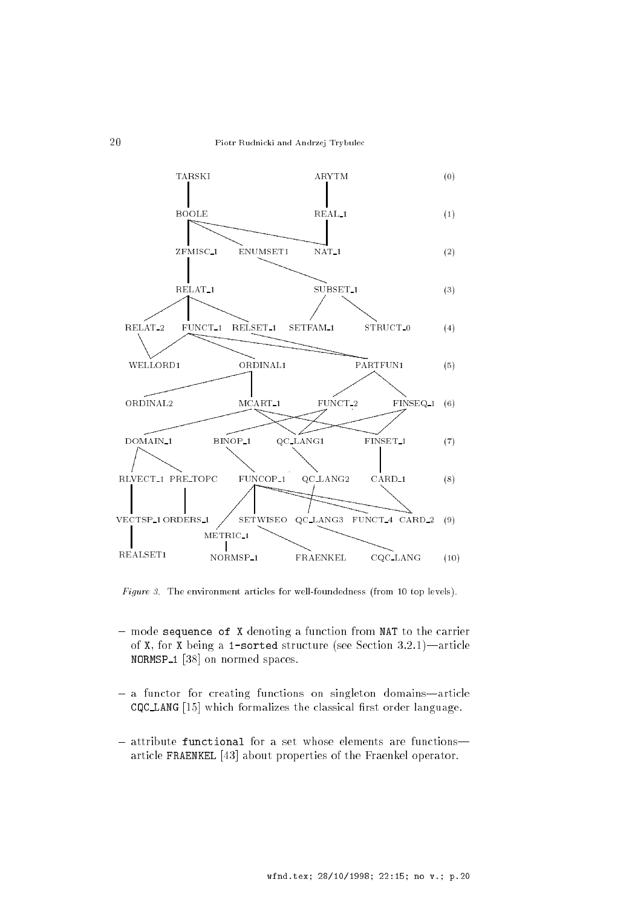*Figure 3.* The environment articles for well-foundedness (from 10 top levels).

- mode `sequence of X` denoting a function from `NAT` to the carrier of `X`, for `X` being a `1-sorted` structure (see Section 3.2.1)—article `NORMSP_1` [38] on normed spaces.

- a functor for creating functions on singleton domains—article `CQC_LANG` [15] which formalizes the classical first order language.

- attribute `functional` for a set whose elements are functions—article `FRAENKEL` [43] about properties of the Fraenkel operator.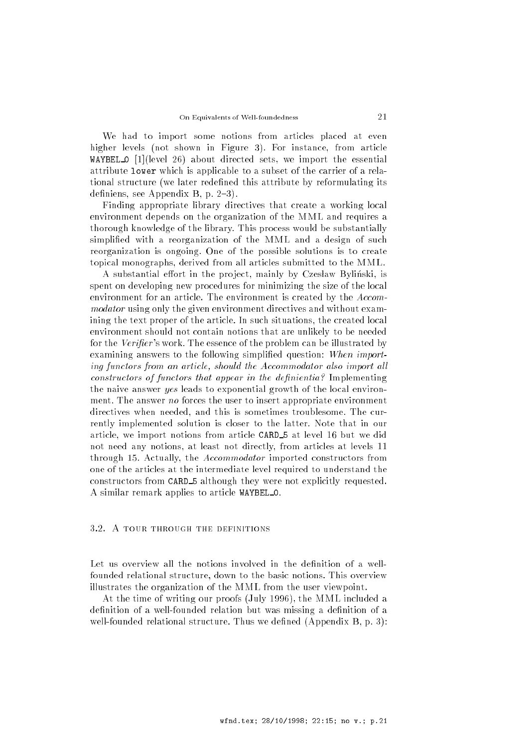We had to import some notions from articles placed at even higher levels (not shown in Figure 3). For instance, from article `WAYBEL_0` [1](level 26) about directed sets, we import the essential attribute `lower` which is applicable to a subset of the carrier of a relational structure (we later redefined this attribute by reformulating its definiens, see Appendix B, p. 2–3).

Finding appropriate library directives that create a working local environment depends on the organization of the MML and requires a thorough knowledge of the library. This process would be substantially simplified with a reorganization of the MML and a design of such reorganization is ongoing. One of the possible solutions is to create topical monographs, derived from all articles submitted to the MML.

A substantial effort in the project, mainly by Czesław Byliński, is spent on developing new procedures for minimizing the size of the local environment for an article. The environment is created by the *Accommodator* using only the given environment directives and without examining the text proper of the article. In such situations, the created local environment should not contain notions that are unlikely to be needed for the *Verifier*'s work. The essence of the problem can be illustrated by examining answers to the following simplified question: *When importing functors from an article, should the Accommodator also import all constructors of functors that appear in the definientia?* Implementing the naive answer *yes* leads to exponential growth of the local environment. The answer *no* forces the user to insert appropriate environment directives when needed, and this is sometimes troublesome. The currently implemented solution is closer to the latter. Note that in our article, we import notions from article `CARD_5` at level 16 but we did not need any notions, at least not directly, from articles at levels 11 through 15. Actually, the *Accommodator* imported constructors from one of the articles at the intermediate level required to understand the constructors from `CARD_5` although they were not explicitly requested. A similar remark applies to article `WAYBEL_0`.

### 3.2. A tour through the definitions

Let us overview all the notions involved in the definition of a well-founded relational structure, down to the basic notions. This overview illustrates the organization of the MML from the user viewpoint.

At the time of writing our proofs (July 1996), the MML included a definition of a well-founded relation but was missing a definition of a well-founded relational structure. Thus we defined (Appendix B, p. 3):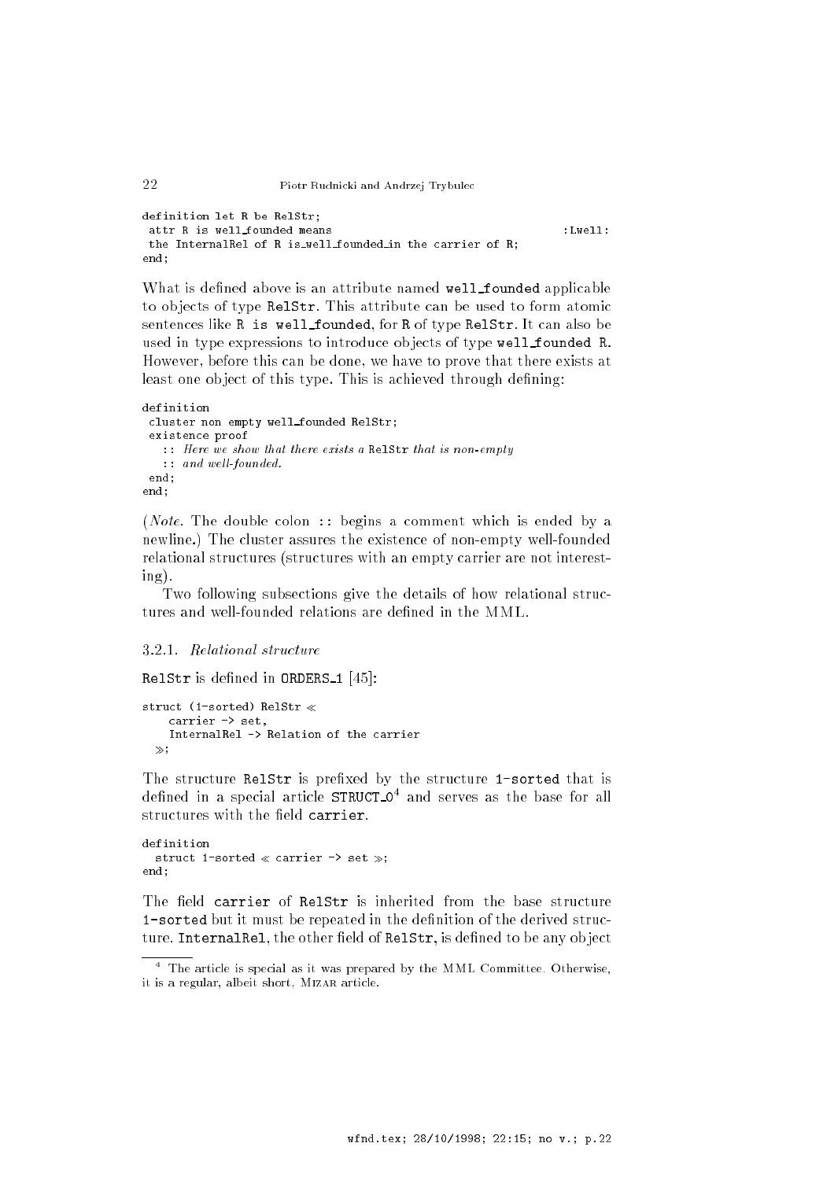```
definition let R be RelStr;
 attr R is well_founded means                                    :Lwell:
 the InternalRel of R is_well_founded_in the carrier of R;
end;
```

What is defined above is an attribute named `well_founded` applicable to objects of type `RelStr`. This attribute can be used to form atomic sentences like `R is well_founded`, for `R` of type `RelStr`. It can also be used in type expressions to introduce objects of type `well_founded R`. However, before this can be done, we have to prove that there exists at least one object of this type. This is achieved through defining:

```
definition
 cluster non empty well_founded RelStr;
 existence proof
   :: Here we show that there exists a RelStr that is non-empty
   :: and well-founded.
 end;
end;
```

(*Note.* The double colon `::` begins a comment which is ended by a newline.) The cluster assures the existence of non-empty well-founded relational structures (structures with an empty carrier are not interesting).

Two following subsections give the details of how relational structures and well-founded relations are defined in the MML.

#### 3.2.1. *Relational structure*

`RelStr` is defined in `ORDERS_1` [45]:

```
struct (1-sorted) RelStr ≪
    carrier -> set,
    InternalRel -> Relation of the carrier
  ≫;
```

The structure `RelStr` is prefixed by the structure `1-sorted` that is defined in a special article `STRUCT_0`[4] and serves as the base for all structures with the field `carrier`.

```
definition
  struct 1-sorted ≪ carrier -> set ≫;
end;
```

The field `carrier` of `RelStr` is inherited from the base structure `1-sorted` but it must be repeated in the definition of the derived structure. `InternalRel`, the other field of `RelStr`, is defined to be any object

---

[4] The article is special as it was prepared by the MML Committee. Otherwise, it is a regular, albeit short, MIZAR article.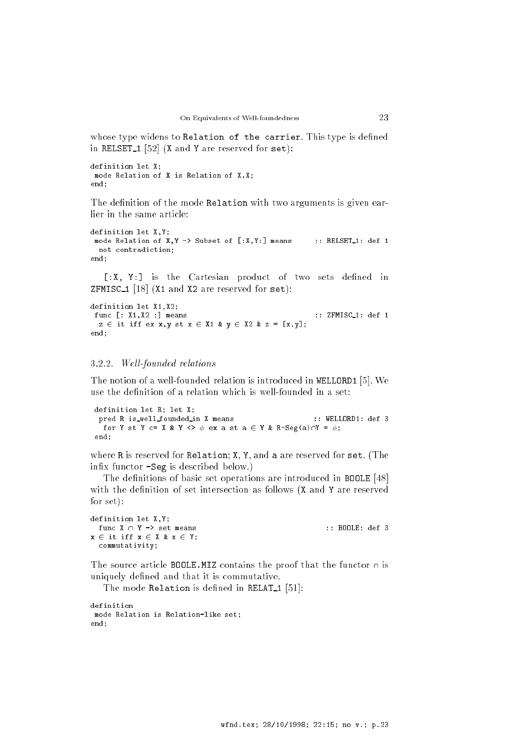whose type widens to `Relation of the carrier`. This type is defined in `RELSET_1` [52] (`X` and `Y` are reserved for `set`):

```
definition let X;
 mode Relation of X is Relation of X,X;
end;
```

The definition of the mode `Relation` with two arguments is given earlier in the same article:

```
definition let X,Y;
 mode Relation of X,Y -> Subset of [:X,Y:] means      :: RELSET_1: def 1
  not contradiction;
end;
```

`[:X, Y:]` is the Cartesian product of two sets defined in `ZFMISC_1` [18] (`X1` and `X2` are reserved for `set`):

```
definition let X1,X2;
 func [: X1,X2 :] means                                :: ZFMISC_1: def 1
  z ∈ it iff ex x,y st x ∈ X1 & y ∈ X2 & z = [x,y];
end;
```

### 3.2.2. *Well-founded relations*

The notion of a well-founded relation is introduced in `WELLORD1` [5]. We use the definition of a relation which is well-founded in a set:

```
 definition let R; let X;
  pred R is_well_founded_in X means                  :: WELLORD1: def 3
   for Y st Y c= X & Y <> φ ex a st a ∈ Y & R-Seg(a)∩Y = φ;
 end;
```

where `R` is reserved for `Relation`; `X`, `Y`, and `a` are reserved for `set`. (The infix functor `-Seg` is described below.)

The definitions of basic set operations are introduced in `BOOLE` [48] with the definition of set intersection as follows (`X` and `Y` are reserved for set):

```
definition let X,Y;
  func X ∩ Y -> set means                              :: BOOLE: def 3
x ∈ it iff x ∈ X & x ∈ Y;
  commutativity;
```

The source article `BOOLE.MIZ` contains the proof that the functor ∩ is uniquely defined and that it is commutative.

The mode `Relation` is defined in `RELAT_1` [51]:

```
definition
 mode Relation is Relation-like set;
end;
```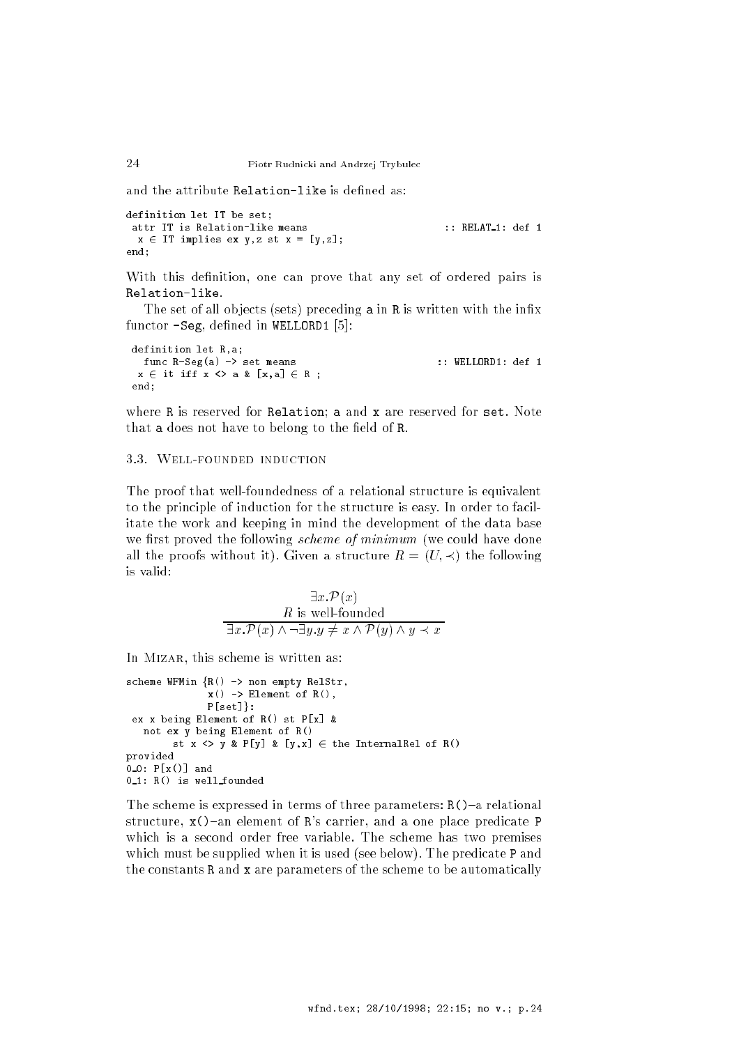and the attribute `Relation-like` is defined as:

```
definition let IT be set;
 attr IT is Relation-like means                          :: RELAT_1: def 1
  x ∈ IT implies ex y,z st x = [y,z];
end;
```

With this definition, one can prove that any set of ordered pairs is `Relation-like`.

The set of all objects (sets) preceding `a` in `R` is written with the infix functor `-Seg`, defined in `WELLORD1` [5]:

```
 definition let R,a;
   func R-Seg(a) -> set means                            :: WELLORD1: def 1
  x ∈ it iff x <> a & [x,a] ∈ R ;
 end;
```

where `R` is reserved for `Relation`; `a` and `x` are reserved for `set`. Note that `a` does not have to belong to the field of `R`.

### 3.3. Well-founded induction

The proof that well-foundedness of a relational structure is equivalent to the principle of induction for the structure is easy. In order to facilitate the work and keeping in mind the development of the data base we first proved the following *scheme of minimum* (we could have done all the proofs without it). Given a structure $R = (U, \prec)$ the following is valid:

$$\frac{\exists x.\mathcal{P}(x) \qquad R \text{ is well-founded}}{\exists x.\mathcal{P}(x) \wedge \neg \exists y. y \neq x \wedge \mathcal{P}(y) \wedge y \prec x}$$

In Mizar, this scheme is written as:

```
scheme WFMin {R() -> non empty RelStr,
              x() -> Element of R(),
              P[set]}:
 ex x being Element of R() st P[x] &
   not ex y being Element of R()
       st x <> y & P[y] & [y,x] ∈ the InternalRel of R()
provided
0_0: P[x()] and
0_1: R() is well_founded
```

The scheme is expressed in terms of three parameters: `R()`–a relational structure, `x()`–an element of `R`'s carrier, and a one place predicate `P` which is a second order free variable. The scheme has two premises which must be supplied when it is used (see below). The predicate `P` and the constants `R` and `x` are parameters of the scheme to be automatically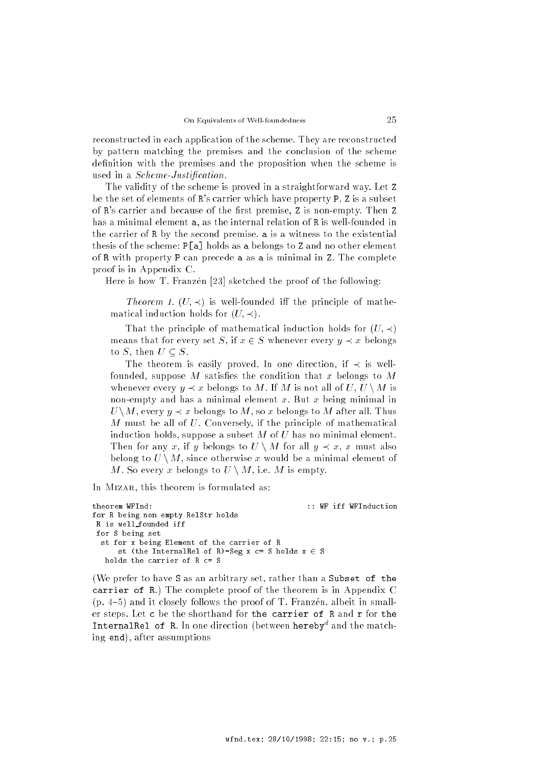reconstructed in each application of the scheme. They are reconstructed by pattern matching the premises and the conclusion of the scheme definition with the premises and the proposition when the scheme is used in a *Scheme-Justification*.

The validity of the scheme is proved in a straightforward way. Let `Z` be the set of elements of `R`'s carrier which have property `P`. `Z` is a subset of `R`'s carrier and because of the first premise, `Z` is non-empty. Then `Z` has a minimal element `a`, as the internal relation of `R` is well-founded in the carrier of `R` by the second premise. `a` is a witness to the existential thesis of the scheme: `P[a]` holds as `a` belongs to `Z` and no other element of `R` with property `P` can precede `a` as `a` is minimal in `Z`. The complete proof is in Appendix C.

Here is how T. Franzén [23] sketched the proof of the following:

> *Theorem 1.* $(U, \prec)$ is well-founded iff the principle of mathematical induction holds for $(U, \prec)$.
>
> That the principle of mathematical induction holds for $(U, \prec)$ means that for every set $S$, if $x \in S$ whenever every $y \prec x$ belongs to $S$, then $U \subseteq S$.
>
> The theorem is easily proved. In one direction, if $\prec$ is well-founded, suppose $M$ satisfies the condition that $x$ belongs to $M$ whenever every $y \prec x$ belongs to $M$. If $M$ is not all of $U$, $U \setminus M$ is non-empty and has a minimal element $x$. But $x$ being minimal in $U \setminus M$, every $y \prec x$ belongs to $M$, so $x$ belongs to $M$ after all. Thus $M$ must be all of $U$. Conversely, if the principle of mathematical induction holds, suppose a subset $M$ of $U$ has no minimal element. Then for any $x$, if $y$ belongs to $U \setminus M$ for all $y \prec x$, $x$ must also belong to $U \setminus M$, since otherwise $x$ would be a minimal element of $M$. So every $x$ belongs to $U \setminus M$, i.e. $M$ is empty.

In MIZAR, this theorem is formulated as:

```
theorem WFInd:                                          :: WF iff WFInduction
for R being non empty RelStr holds
 R is well_founded iff
 for S being set
  st for x being Element of the carrier of R
      st (the InternalRel of R)-Seg x c= S holds x ∈ S
   holds the carrier of R c= S
```

(We prefer to have `S` as an arbitrary set, rather than a `Subset of the carrier of R`.) The complete proof of the theorem is in Appendix C (p. 4–5) and it closely follows the proof of T. Franzén, albeit in smaller steps. Let `c` be the shorthand for `the carrier of R` and `r` for `the InternalRel of R`. In one direction (between `hereby`[d] and the matching `end`), after assumptions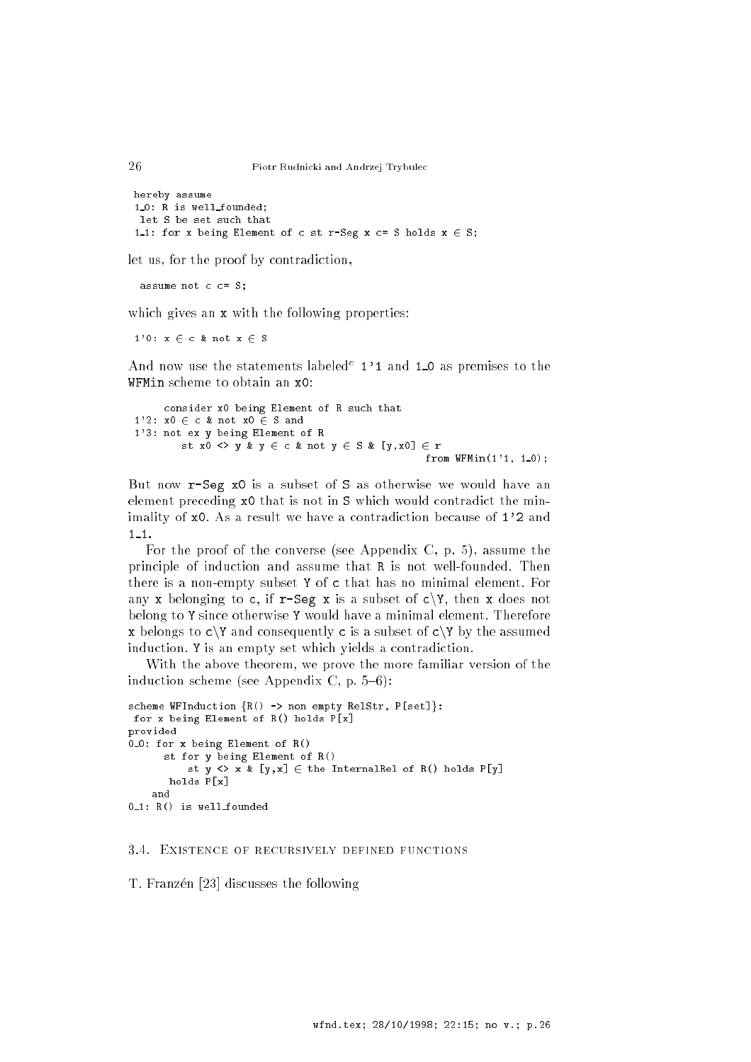```
hereby assume
1_0: R is well_founded;
 let S be set such that
1_1: for x being Element of c st r-Seg x c= S holds x ∈ S;
```

let us, for the proof by contradiction,

```
  assume not c c= S;
```

which gives an `x` with the following properties:

```
1'0: x ∈ c & not x ∈ S
```

And now use the statements labeled[e] `1'1` and `1_0` as premises to the `WFMin` scheme to obtain an `x0`:

```
     consider x0 being Element of R such that
1'2: x0 ∈ c & not x0 ∈ S and
1'3: not ex y being Element of R
        st x0 <> y & y ∈ c & not y ∈ S & [y,x0] ∈ r
                                                   from WFMin(1'1, 1_0);
```

But now `r-Seg x0` is a subset of `S` as otherwise we would have an element preceding `x0` that is not in `S` which would contradict the minimality of `x0`. As a result we have a contradiction because of `1'2` and `1_1`.

For the proof of the converse (see Appendix C, p. 5), assume the principle of induction and assume that `R` is not well-founded. Then there is a non-empty subset `Y` of `c` that has no minimal element. For any `x` belonging to `c`, if `r-Seg x` is a subset of `c\Y`, then `x` does not belong to `Y` since otherwise `Y` would have a minimal element. Therefore `x` belongs to `c\Y` and consequently `c` is a subset of `c\Y` by the assumed induction. `Y` is an empty set which yields a contradiction.

With the above theorem, we prove the more familiar version of the induction scheme (see Appendix C, p. 5–6):

```
scheme WFInduction {R() -> non empty RelStr, P[set]}:
 for x being Element of R() holds P[x]
provided
0_0: for x being Element of R()
      st for y being Element of R()
          st y <> x & [y,x] ∈ the InternalRel of R() holds P[y]
       holds P[x]
    and
0_1: R() is well_founded
```

### 3.4. Existence of recursively defined functions

T. Franzén [23] discusses the following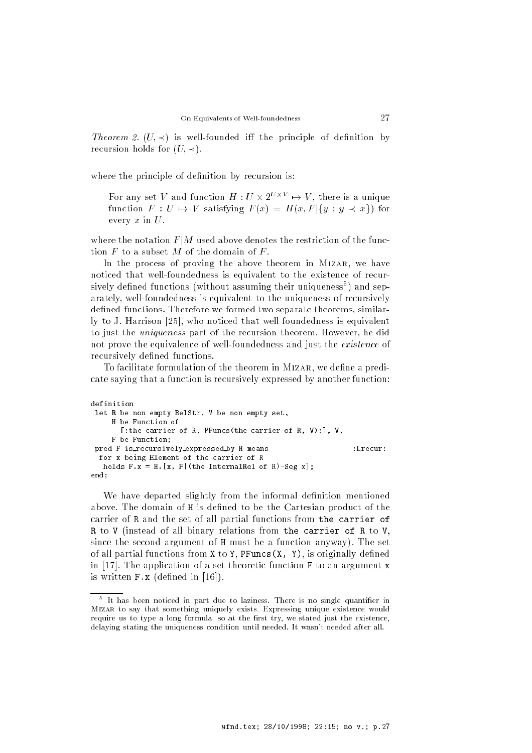*Theorem 2.* $(U, \prec)$ is well-founded iff the principle of definition by recursion holds for $(U, \prec)$.

where the principle of definition by recursion is:

> For any set $V$ and function $H : U \times 2^{U \times V} \mapsto V$, there is a unique function $F : U \mapsto V$ satisfying $F(x) = H(x, F|\{y : y \prec x\})$ for every $x$ in $U$.

where the notation $F|M$ used above denotes the restriction of the function $F$ to a subset $M$ of the domain of $F$.

In the process of proving the above theorem in MIZAR, we have noticed that well-foundedness is equivalent to the existence of recursively defined functions (without assuming their uniqueness[5]) and separately, well-foundedness is equivalent to the uniqueness of recursively defined functions. Therefore we formed two separate theorems, similarly to J. Harrison [25], who noticed that well-foundedness is equivalent to just the *uniqueness* part of the recursion theorem. However, he did not prove the equivalence of well-foundedness and just the *existence* of recursively defined functions.

To facilitate formulation of the theorem in MIZAR, we define a predicate saying that a function is recursively expressed by another function:

```
definition
 let R be non empty RelStr, V be non empty set,
     H be Function of
       [:the carrier of R, PFuncs(the carrier of R, V):], V,
     F be Function;
 pred F is_recursively_expressed_by H means                    :Lrecur:
  for x being Element of the carrier of R
   holds F.x = H.[x, F|(the InternalRel of R)-Seg x];
end;
```

We have departed slightly from the informal definition mentioned above. The domain of `H` is defined to be the Cartesian product of the carrier of `R` and the set of all partial functions from `the carrier of R` to `V` (instead of all binary relations from `the carrier of R` to `V`, since the second argument of `H` must be a function anyway). The set of all partial functions from `X` to `Y`, `PFuncs(X, Y)`, is originally defined in [17]. The application of a set-theoretic function `F` to an argument `x` is written `F.x` (defined in [16]).

[5] It has been noticed in part due to laziness. There is no single quantifier in MIZAR to say that something uniquely exists. Expressing unique existence would require us to type a long formula, so at the first try, we stated just the existence, delaying stating the uniqueness condition until needed. It wasn't needed after all.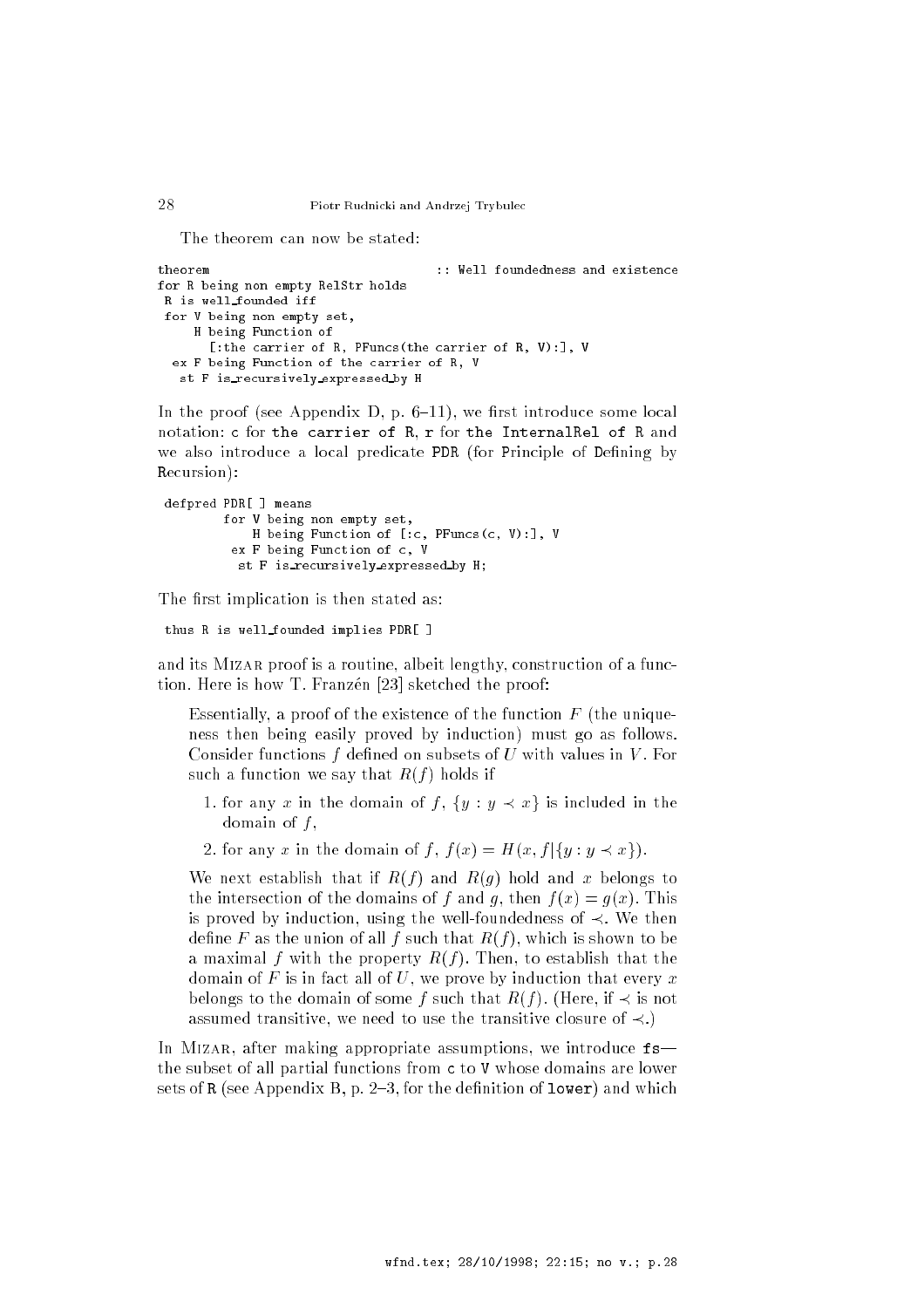The theorem can now be stated:

```
theorem                                   :: Well foundedness and existence
for R being non empty RelStr holds
 R is well_founded iff
 for V being non empty set,
     H being Function of
       [:the carrier of R, PFuncs(the carrier of R, V):], V
  ex F being Function of the carrier of R, V
   st F is_recursively_expressed_by H
```

In the proof (see Appendix D, p. 6–11), we first introduce some local notation: c for the carrier of R, r for the InternalRel of R and we also introduce a local predicate PDR (for Principle of Defining by Recursion):

```
defpred PDR[ ] means
        for V being non empty set,
            H being Function of [:c, PFuncs(c, V):], V
         ex F being Function of c, V
          st F is_recursively_expressed_by H;
```

The first implication is then stated as:

```
thus R is well_founded implies PDR[ ]
```

and its Mizar proof is a routine, albeit lengthy, construction of a function. Here is how T. Franzén [23] sketched the proof:

> Essentially, a proof of the existence of the function $F$ (the uniqueness then being easily proved by induction) must go as follows. Consider functions $f$ defined on subsets of $U$ with values in $V$. For such a function we say that $R(f)$ holds if
>
> 1. for any $x$ in the domain of $f$, $\{y : y \prec x\}$ is included in the domain of $f$,
> 2. for any $x$ in the domain of $f$, $f(x) = H(x, f|\{y : y \prec x\})$.
>
> We next establish that if $R(f)$ and $R(g)$ hold and $x$ belongs to the intersection of the domains of $f$ and $g$, then $f(x) = g(x)$. This is proved by induction, using the well-foundedness of $\prec$. We then define $F$ as the union of all $f$ such that $R(f)$, which is shown to be a maximal $f$ with the property $R(f)$. Then, to establish that the domain of $F$ is in fact all of $U$, we prove by induction that every $x$ belongs to the domain of some $f$ such that $R(f)$. (Here, if $\prec$ is not assumed transitive, we need to use the transitive closure of $\prec$.)

In Mizar, after making appropriate assumptions, we introduce fs—the subset of all partial functions from c to V whose domains are lower sets of R (see Appendix B, p. 2–3, for the definition of lower) and which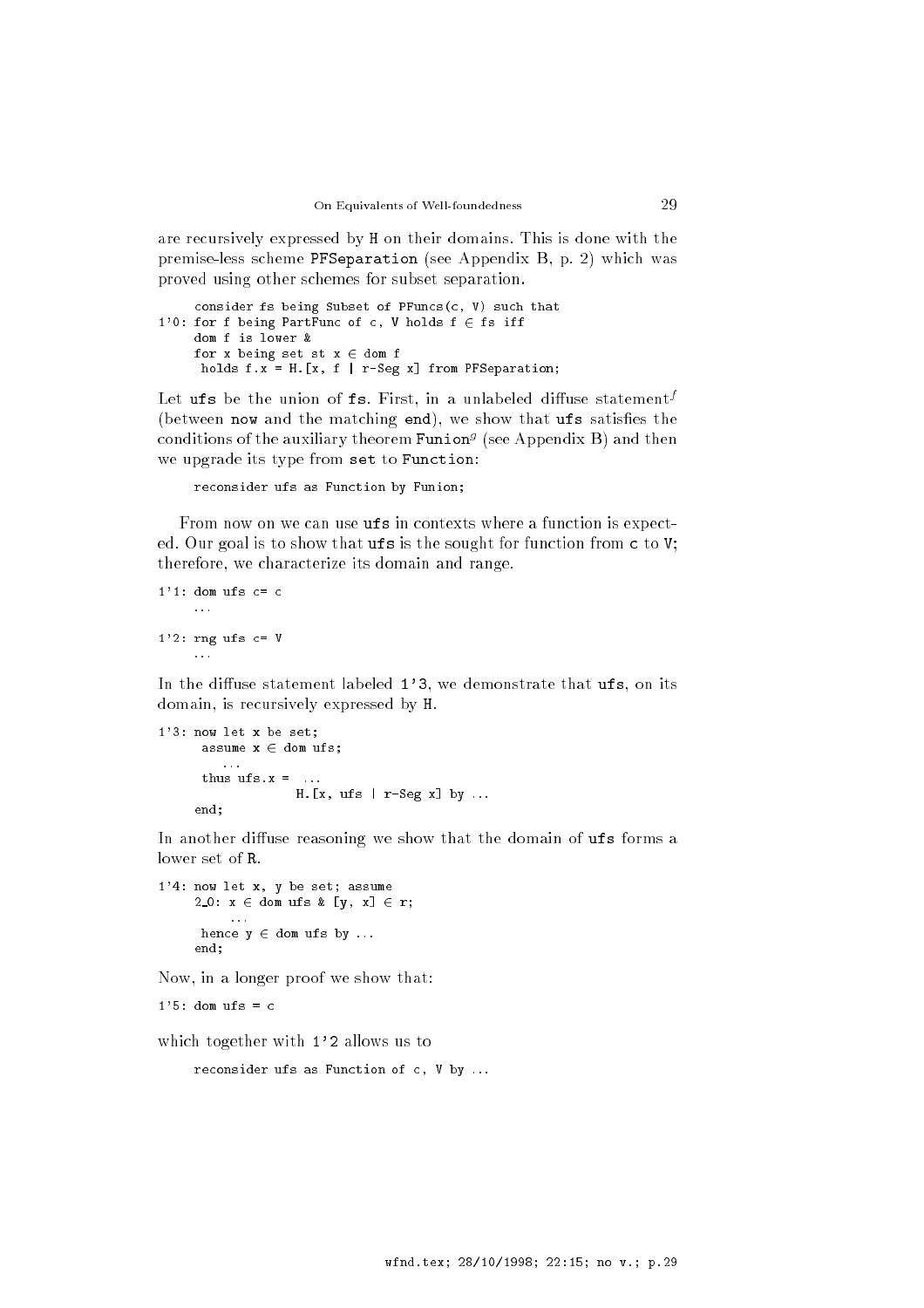are recursively expressed by `H` on their domains. This is done with the premise-less scheme `PFSeparation` (see Appendix B, p. 2) which was proved using other schemes for subset separation.

```
     consider fs being Subset of PFuncs(c, V) such that
1'0: for f being PartFunc of c, V holds f ∈ fs iff
     dom f is lower &
     for x being set st x ∈ dom f
      holds f.x = H.[x, f | r-Seg x] from PFSeparation;
```

Let `ufs` be the union of `fs`. First, in a unlabeled diffuse statement[f] (between `now` and the matching `end`), we show that `ufs` satisfies the conditions of the auxiliary theorem `Funion`[g] (see Appendix B) and then we upgrade its type from `set` to `Function`:

```
     reconsider ufs as Function by Funion;
```

From now on we can use `ufs` in contexts where a function is expected. Our goal is to show that `ufs` is the sought for function from `c` to `V`; therefore, we characterize its domain and range.

```
1'1: dom ufs c= c
     ...
1'2: rng ufs c= V
     ...
```

In the diffuse statement labeled `1'3`, we demonstrate that `ufs`, on its domain, is recursively expressed by `H`.

```
1'3: now let x be set;
      assume x ∈ dom ufs;
        ...
      thus ufs.x = ...
                   H.[x, ufs | r-Seg x] by ...
     end;
```

In another diffuse reasoning we show that the domain of `ufs` forms a lower set of `R`.

```
1'4: now let x, y be set; assume
     2_0: x ∈ dom ufs & [y, x] ∈ r;
          ...
      hence y ∈ dom ufs by ...
     end;
```

Now, in a longer proof we show that:

```
1'5: dom ufs = c
```

which together with `1'2` allows us to

```
     reconsider ufs as Function of c, V by ...
```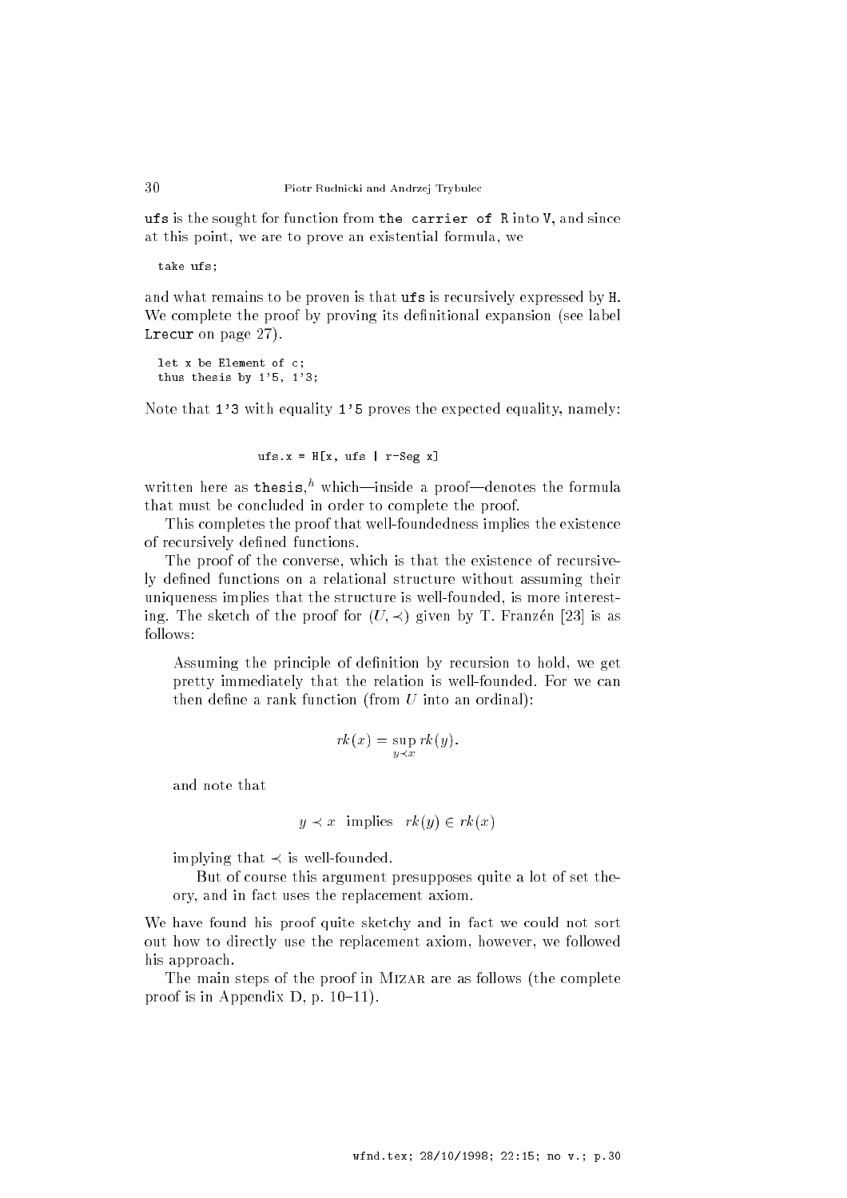`ufs` is the sought for function from `the carrier of R` into `V`, and since at this point, we are to prove an existential formula, we

```
take ufs;
```

and what remains to be proven is that `ufs` is recursively expressed by `H`. We complete the proof by proving its definitional expansion (see label `Lrecur` on page 27).

```
let x be Element of c;
thus thesis by 1'5, 1'3;
```

Note that `1'3` with equality `1'5` proves the expected equality, namely:

```
ufs.x = H[x, ufs | r-Seg x]
```

written here as `thesis`,[h] which—inside a proof—denotes the formula that must be concluded in order to complete the proof.

This completes the proof that well-foundedness implies the existence of recursively defined functions.

The proof of the converse, which is that the existence of recursively defined functions on a relational structure without assuming their uniqueness implies that the structure is well-founded, is more interesting. The sketch of the proof for $(U, \prec)$ given by T. Franzén [23] is as follows:

> Assuming the principle of definition by recursion to hold, we get pretty immediately that the relation is well-founded. For we can then define a rank function (from $U$ into an ordinal):
>
> $$rk(x) = \sup_{y \prec x} rk(y).$$
>
> and note that
>
> $$y \prec x \text{ implies } rk(y) \in rk(x)$$
>
> implying that $\prec$ is well-founded.
>
> But of course this argument presupposes quite a lot of set theory, and in fact uses the replacement axiom.

We have found his proof quite sketchy and in fact we could not sort out how to directly use the replacement axiom, however, we followed his approach.

The main steps of the proof in Mizar are as follows (the complete proof is in Appendix D, p. 10–11).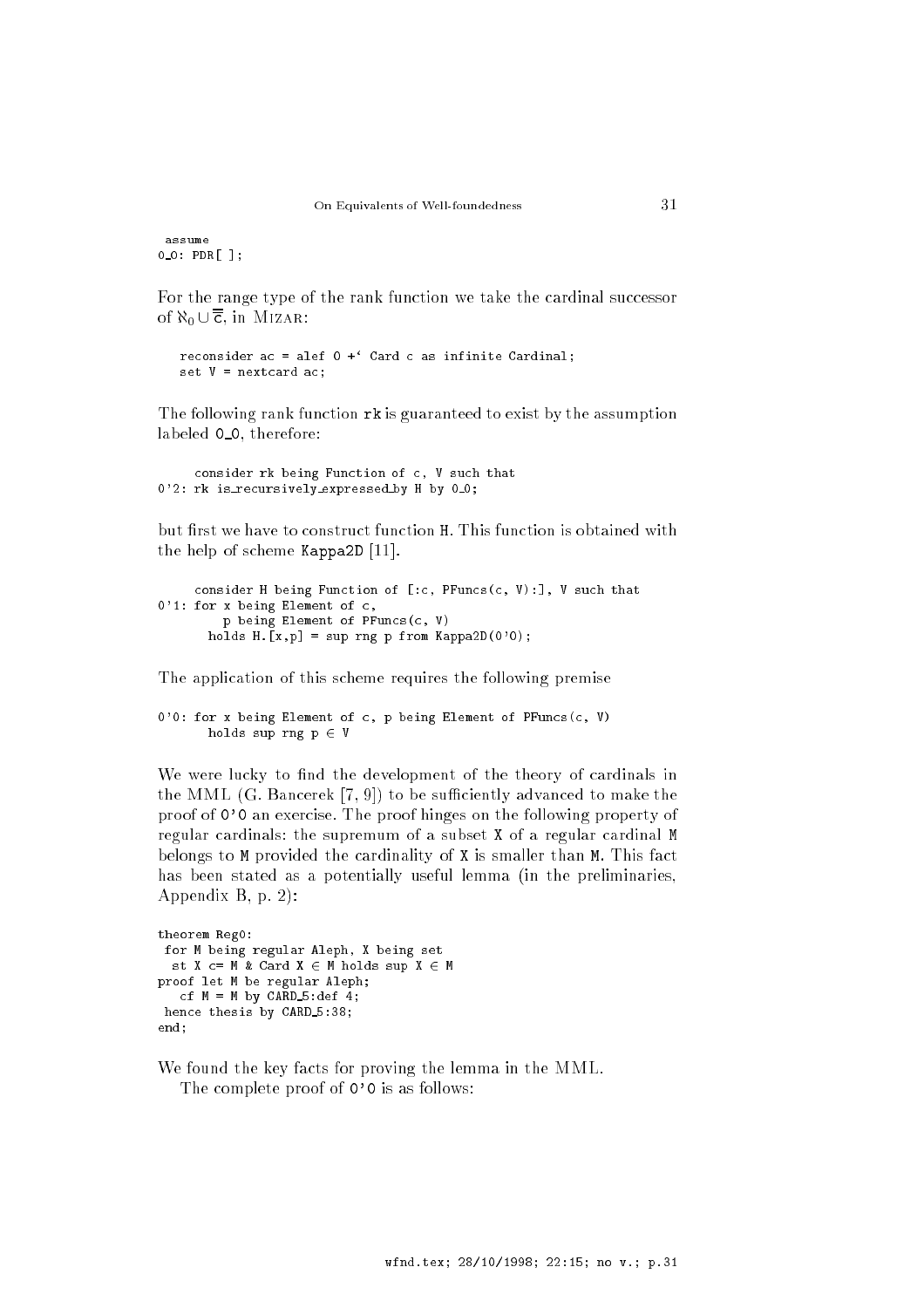```
 assume
0_0: PDR[ ];
```

For the range type of the rank function we take the cardinal successor of $\aleph_0 \cup \overline{\overline{\mathrm{c}}}$, in MIZAR:

```
   reconsider ac = alef 0 +` Card c as infinite Cardinal;
   set V = nextcard ac;
```

The following rank function `rk` is guaranteed to exist by the assumption labeled `0_0`, therefore:

```
     consider rk being Function of c, V such that
0'2: rk is_recursively_expressed_by H by 0_0;
```

but first we have to construct function `H`. This function is obtained with the help of scheme `Kappa2D` [11].

```
     consider H being Function of [:c, PFuncs(c, V):], V such that
0'1: for x being Element of c,
         p being Element of PFuncs(c, V)
       holds H.[x,p] = sup rng p from Kappa2D(0'0);
```

The application of this scheme requires the following premise

```
0'0: for x being Element of c, p being Element of PFuncs(c, V)
       holds sup rng p ∈ V
```

We were lucky to find the development of the theory of cardinals in the MML (G. Bancerek [7, 9]) to be sufficiently advanced to make the proof of `0'0` an exercise. The proof hinges on the following property of regular cardinals: the supremum of a subset `X` of a regular cardinal `M` belongs to `M` provided the cardinality of `X` is smaller than `M`. This fact has been stated as a potentially useful lemma (in the preliminaries, Appendix B, p. 2):

```
theorem Reg0:
 for M being regular Aleph, X being set
  st X c= M & Card X ∈ M holds sup X ∈ M
proof let M be regular Aleph;
   cf M = M by CARD_5:def 4;
 hence thesis by CARD_5:38;
end;
```

We found the key facts for proving the lemma in the MML.

The complete proof of `0'0` is as follows: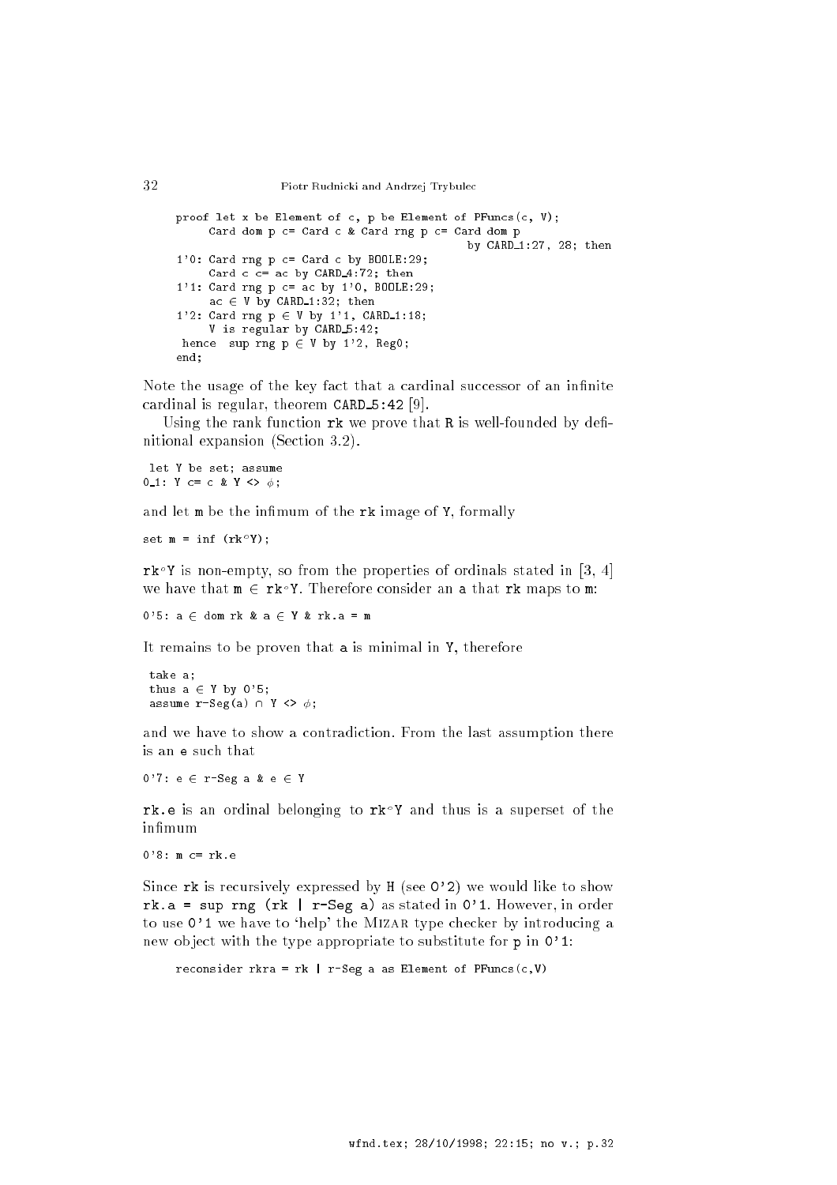```
proof let x be Element of c, p be Element of PFuncs(c, V);
     Card dom p c= Card c & Card rng p c= Card dom p
                                             by CARD_1:27, 28; then
1'0: Card rng p c= Card c by BOOLE:29;
     Card c c= ac by CARD_4:72; then
1'1: Card rng p c= ac by 1'0, BOOLE:29;
     ac ∈ V by CARD_1:32; then
1'2: Card rng p ∈ V by 1'1, CARD_1:18;
     V is regular by CARD_5:42;
 hence  sup rng p ∈ V by 1'2, Reg0;
end;
```

Note the usage of the key fact that a cardinal successor of an infinite cardinal is regular, theorem `CARD_5:42` [9].

Using the rank function `rk` we prove that `R` is well-founded by definitional expansion (Section 3.2).

```
 let Y be set; assume
0_1: Y c= c & Y <> φ;
```

and let `m` be the infimum of the `rk` image of `Y`, formally

```
set m = inf (rk°Y);
```

`rk°Y` is non-empty, so from the properties of ordinals stated in [3, 4] we have that `m ∈ rk°Y`. Therefore consider an `a` that `rk` maps to `m`:

```
0'5: a ∈ dom rk & a ∈ Y & rk.a = m
```

It remains to be proven that `a` is minimal in `Y`, therefore

```
 take a;
 thus a ∈ Y by 0'5;
 assume r-Seg(a) ∩ Y <> φ;
```

and we have to show a contradiction. From the last assumption there is an `e` such that

```
0'7: e ∈ r-Seg a & e ∈ Y
```

`rk.e` is an ordinal belonging to `rk°Y` and thus is a superset of the infimum

```
0'8: m c= rk.e
```

Since `rk` is recursively expressed by `H` (see `0'2`) we would like to show `rk.a = sup rng (rk | r-Seg a)` as stated in `0'1`. However, in order to use `0'1` we have to 'help' the Mizar type checker by introducing a new object with the type appropriate to substitute for `p` in `0'1`:

```
reconsider rkra = rk | r-Seg a as Element of PFuncs(c,V)
```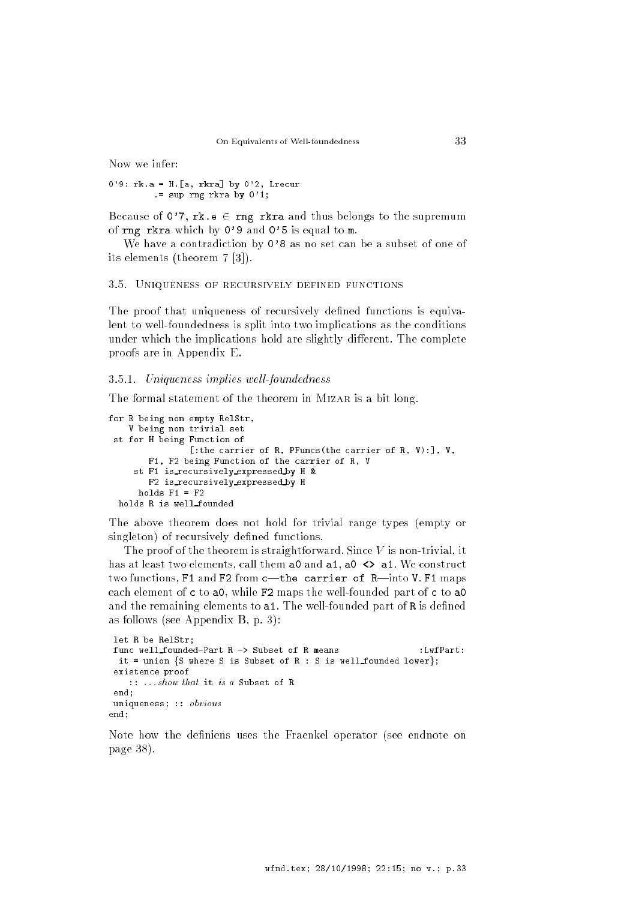Now we infer:

```
0'9: rk.a = H.[a, rkra] by 0'2, Lrecur
        .= sup rng rkra by 0'1;
```

Because of 0'7, rk.e ∈ rng rkra and thus belongs to the supremum of rng rkra which by 0'9 and 0'5 is equal to m.

We have a contradiction by 0'8 as no set can be a subset of one of its elements (theorem 7 [3]).

### 3.5. Uniqueness of recursively defined functions

The proof that uniqueness of recursively defined functions is equivalent to well-foundedness is split into two implications as the conditions under which the implications hold are slightly different. The complete proofs are in Appendix E.

#### 3.5.1. *Uniqueness implies well-foundedness*

The formal statement of the theorem in Mizar is a bit long.

```
for R being non empty RelStr,
    V being non trivial set
 st for H being Function of
                [:the carrier of R, PFuncs(the carrier of R, V):], V,
        F1, F2 being Function of the carrier of R, V
     st F1 is_recursively_expressed_by H &
        F2 is_recursively_expressed_by H
      holds F1 = F2
  holds R is well_founded
```

The above theorem does not hold for trivial range types (empty or singleton) of recursively defined functions.

The proof of the theorem is straightforward. Since $V$ is non-trivial, it has at least two elements, call them a0 and a1, a0 <> a1. We construct two functions, F1 and F2 from c—the carrier of R—into V. F1 maps each element of c to a0, while F2 maps the well-founded part of c to a0 and the remaining elements to a1. The well-founded part of R is defined as follows (see Appendix B, p. 3):

```
 let R be RelStr;
 func well_founded-Part R -> Subset of R means                :LwfPart:
  it = union {S where S is Subset of R : S is well_founded lower};
 existence proof
    :: ...show that it is a Subset of R
 end;
 uniqueness; :: obvious
end;
```

Note how the definiens uses the Fraenkel operator (see endnote on page 38).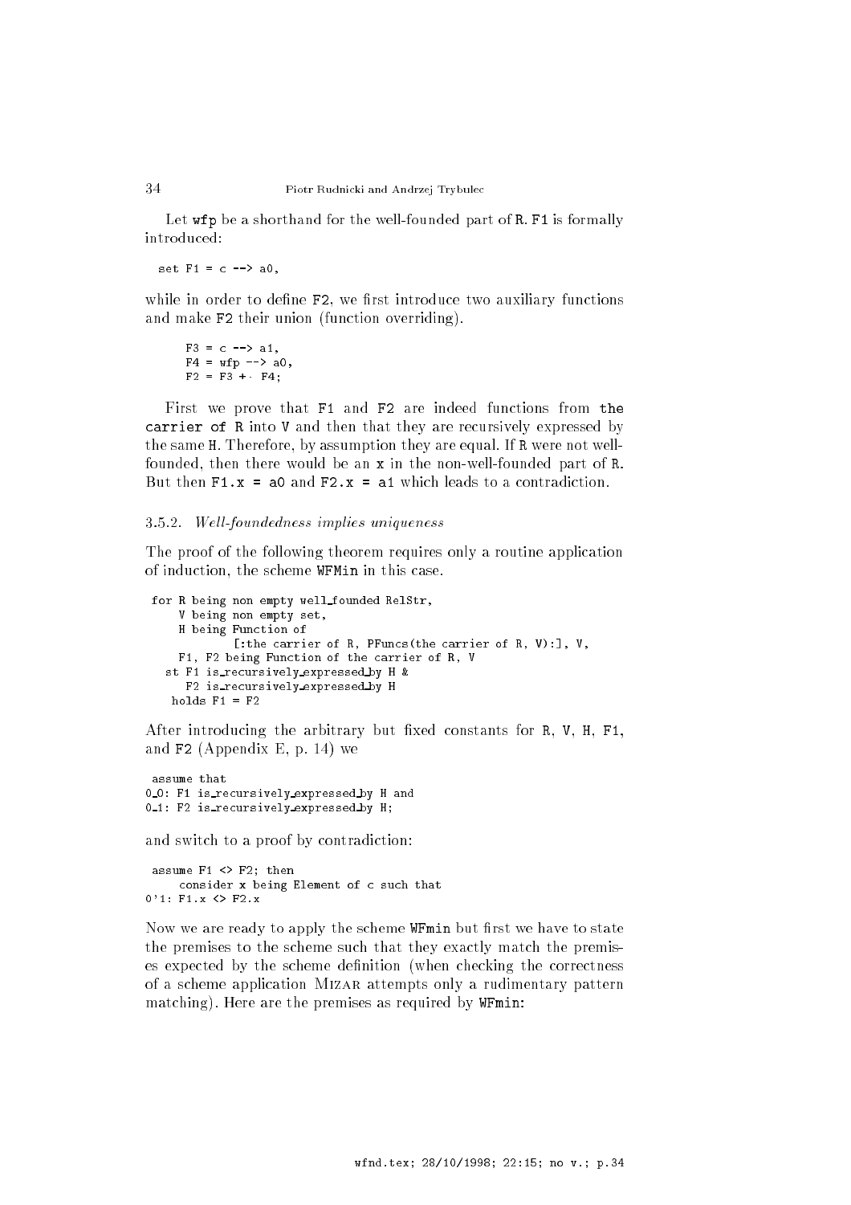Let `wfp` be a shorthand for the well-founded part of `R`. `F1` is formally introduced:

```
set F1 = c --> a0,
```

while in order to define `F2`, we first introduce two auxiliary functions and make `F2` their union (function overriding).

```
    F3 = c --> a1,
    F4 = wfp --> a0,
    F2 = F3 +· F4;
```

First we prove that `F1` and `F2` are indeed functions from `the carrier of R` into `V` and then that they are recursively expressed by the same `H`. Therefore, by assumption they are equal. If `R` were not well-founded, then there would be an `x` in the non-well-founded part of `R`. But then `F1.x = a0` and `F2.x = a1` which leads to a contradiction.

### 3.5.2. *Well-foundedness implies uniqueness*

The proof of the following theorem requires only a routine application of induction, the scheme `WFMin` in this case.

```
for R being non empty well_founded RelStr,
    V being non empty set,
    H being Function of
          [:the carrier of R, PFuncs(the carrier of R, V):], V,
    F1, F2 being Function of the carrier of R, V
  st F1 is_recursively_expressed_by H &
     F2 is_recursively_expressed_by H
   holds F1 = F2
```

After introducing the arbitrary but fixed constants for `R`, `V`, `H`, `F1`, and `F2` (Appendix E, p. 14) we

```
 assume that
0_0: F1 is_recursively_expressed_by H and
0_1: F2 is_recursively_expressed_by H;
```

and switch to a proof by contradiction:

```
 assume F1 <> F2; then
     consider x being Element of c such that
0'1: F1.x <> F2.x
```

Now we are ready to apply the scheme `WFmin` but first we have to state the premises to the scheme such that they exactly match the premises expected by the scheme definition (when checking the correctness of a scheme application MIZAR attempts only a rudimentary pattern matching). Here are the premises as required by `WFmin`: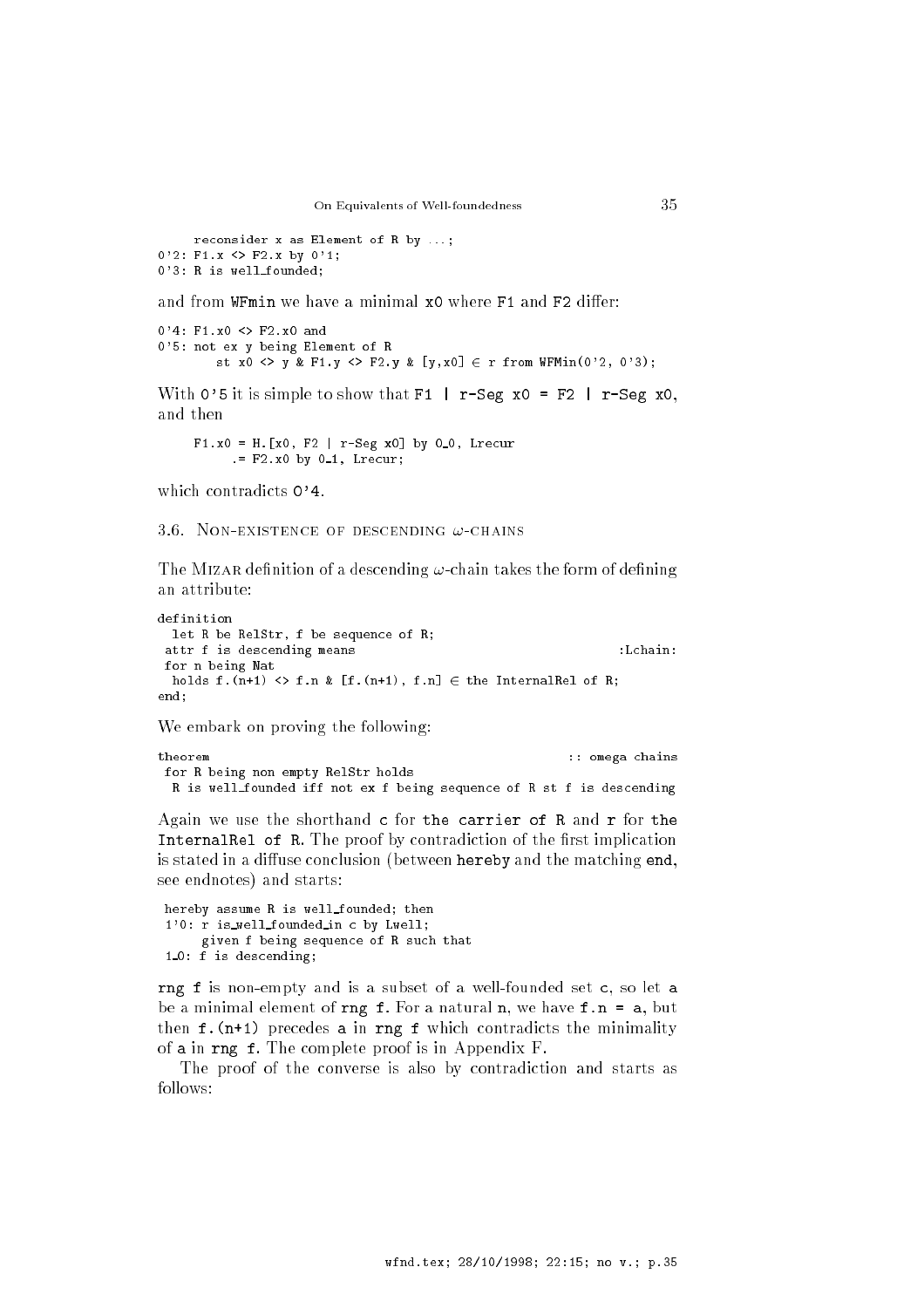```
    reconsider x as Element of R by ...;
0'2: F1.x <> F2.x by 0'1;
0'3: R is well_founded;
```

and from `WFmin` we have a minimal `x0` where `F1` and `F2` differ:

```
0'4: F1.x0 <> F2.x0 and
0'5: not ex y being Element of R
       st x0 <> y & F1.y <> F2.y & [y,x0] ∈ r from WFMin(0'2, 0'3);
```

With `0'5` it is simple to show that `F1 | r-Seg x0 = F2 | r-Seg x0`, and then

```
    F1.x0 = H.[x0, F2 | r-Seg x0] by 0_0, Lrecur
         .= F2.x0 by 0_1, Lrecur;
```

which contradicts `0'4`.

### 3.6. Non-existence of descending $\omega$-chains

The Mizar definition of a descending $\omega$-chain takes the form of defining an attribute:

```
definition
  let R be RelStr, f be sequence of R;
 attr f is descending means                                    :Lchain:
 for n being Nat
  holds f.(n+1) <> f.n & [f.(n+1), f.n] ∈ the InternalRel of R;
end;
```

We embark on proving the following:

```
theorem                                                  :: omega chains
 for R being non empty RelStr holds
  R is well_founded iff not ex f being sequence of R st f is descending
```

Again we use the shorthand `c` for `the carrier of R` and `r` for `the InternalRel of R`. The proof by contradiction of the first implication is stated in a diffuse conclusion (between `hereby` and the matching `end`, see endnotes) and starts:

```
 hereby assume R is well_founded; then
 1'0: r is_well_founded_in c by Lwell;
      given f being sequence of R such that
 1_0: f is descending;
```

`rng f` is non-empty and is a subset of a well-founded set `c`, so let `a` be a minimal element of `rng f`. For a natural `n`, we have `f.n = a`, but then `f.(n+1)` precedes `a` in `rng f` which contradicts the minimality of `a` in `rng f`. The complete proof is in Appendix F.

The proof of the converse is also by contradiction and starts as follows: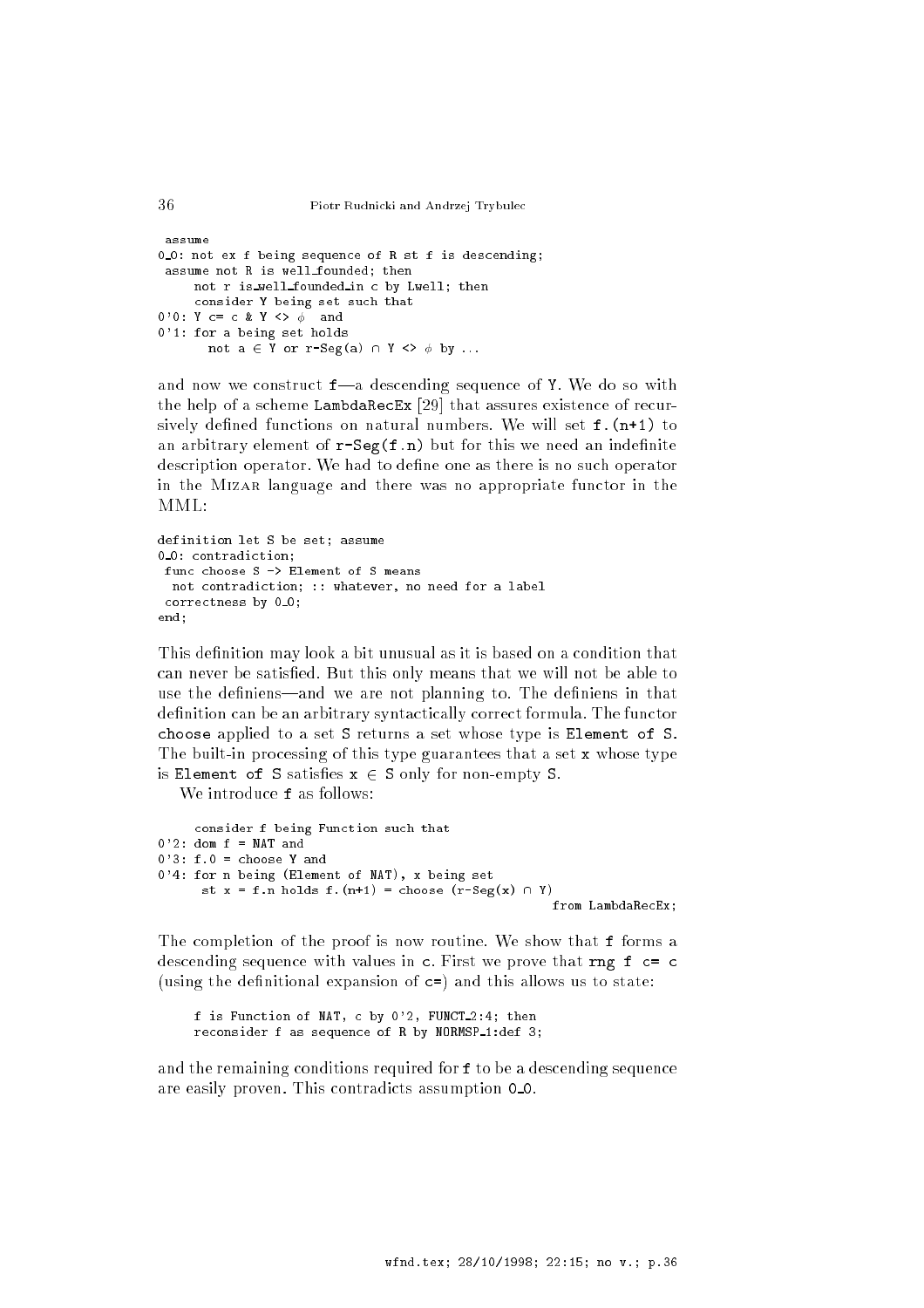```
 assume
0_0: not ex f being sequence of R st f is descending;
 assume not R is well_founded; then
     not r is_well_founded_in c by Lwell; then
     consider Y being set such that
0'0: Y c= c & Y <> ϕ  and
0'1: for a being set holds
       not a ∈ Y or r-Seg(a) ∩ Y <> ϕ by ...
```

and now we construct `f`—a descending sequence of `Y`. We do so with the help of a scheme `LambdaRecEx` [29] that assures existence of recursively defined functions on natural numbers. We will set `f.(n+1)` to an arbitrary element of `r-Seg(f.n)` but for this we need an indefinite description operator. We had to define one as there is no such operator in the MIZAR language and there was no appropriate functor in the MML:

```
definition let S be set; assume
0_0: contradiction;
 func choose S -> Element of S means
  not contradiction; :: whatever, no need for a label
 correctness by 0_0;
end;
```

This definition may look a bit unusual as it is based on a condition that can never be satisfied. But this only means that we will not be able to use the definiens—and we are not planning to. The definiens in that definition can be an arbitrary syntactically correct formula. The functor `choose` applied to a set `S` returns a set whose type is `Element of S`. The built-in processing of this type guarantees that a set `x` whose type is `Element of S` satisfies `x ∈ S` only for non-empty `S`.

We introduce `f` as follows:

```
     consider f being Function such that
0'2: dom f = NAT and
0'3: f.0 = choose Y and
0'4: for n being (Element of NAT), x being set
      st x = f.n holds f.(n+1) = choose (r-Seg(x) ∩ Y)
                                                       from LambdaRecEx;
```

The completion of the proof is now routine. We show that `f` forms a descending sequence with values in `c`. First we prove that `rng f c= c` (using the definitional expansion of `c=`) and this allows us to state:

```
     f is Function of NAT, c by 0'2, FUNCT_2:4; then
     reconsider f as sequence of R by NORMSP_1:def 3;
```

and the remaining conditions required for `f` to be a descending sequence are easily proven. This contradicts assumption `0_0`.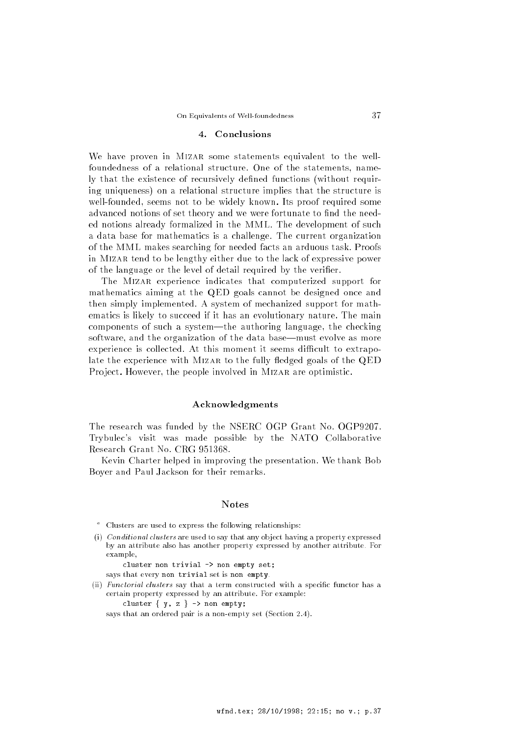## 4. Conclusions

We have proven in MIZAR some statements equivalent to the well-foundedness of a relational structure. One of the statements, namely that the existence of recursively defined functions (without requiring uniqueness) on a relational structure implies that the structure is well-founded, seems not to be widely known. Its proof required some advanced notions of set theory and we were fortunate to find the needed notions already formalized in the MML. The development of such a data base for mathematics is a challenge. The current organization of the MML makes searching for needed facts an arduous task. Proofs in MIZAR tend to be lengthy either due to the lack of expressive power of the language or the level of detail required by the verifier.

The MIZAR experience indicates that computerized support for mathematics aiming at the QED goals cannot be designed once and then simply implemented. A system of mechanized support for mathematics is likely to succeed if it has an evolutionary nature. The main components of such a system—the authoring language, the checking software, and the organization of the data base—must evolve as more experience is collected. At this moment it seems difficult to extrapolate the experience with MIZAR to the fully fledged goals of the QED Project. However, the people involved in MIZAR are optimistic.

## Acknowledgments

The research was funded by the NSERC OGP Grant No. OGP9207. Trybulec's visit was made possible by the NATO Collaborative Research Grant No. CRG 951368.

Kevin Charter helped in improving the presentation. We thank Bob Boyer and Paul Jackson for their remarks.

## Notes

[a] Clusters are used to express the following relationships:

(i) *Conditional clusters* are used to say that any object having a property expressed by an attribute also has another property expressed by another attribute. For example,

```
cluster non trivial -> non empty set;
```

says that every `non trivial` set is `non empty`.

(ii) *Functorial clusters* say that a term constructed with a specific functor has a certain property expressed by an attribute. For example:

```
cluster { y, z } -> non empty;
```

says that an ordered pair is a non-empty set (Section 2.4).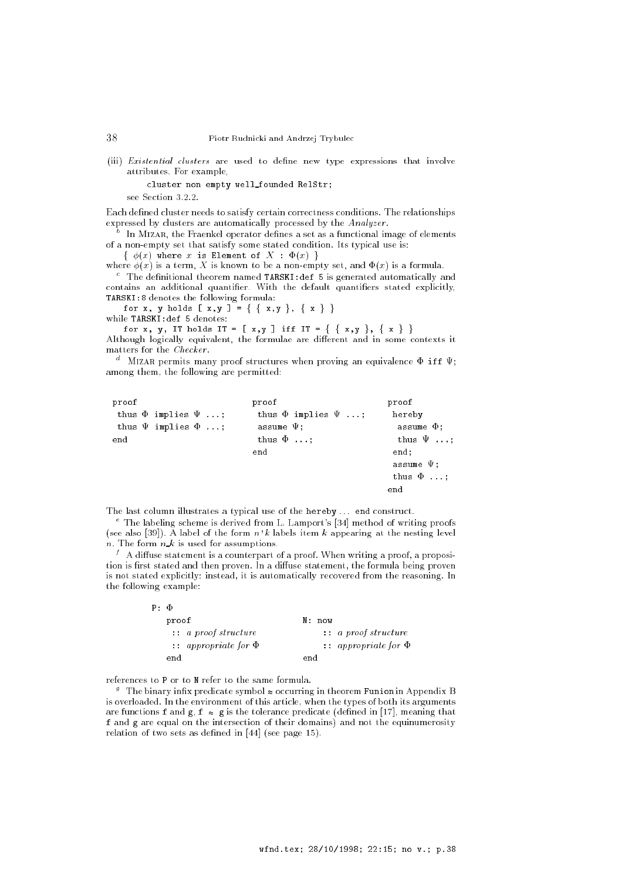(iii) *Existential clusters* are used to define new type expressions that involve attributes. For example,

```
cluster non empty well_founded RelStr;
```

see Section 3.2.2.

Each defined cluster needs to satisfy certain correctness conditions. The relationships expressed by clusters are automatically processed by the *Analyzer*.

[b] In MIZAR, the Fraenkel operator defines a set as a functional image of elements of a non-empty set that satisfy some stated condition. Its typical use is:

{ $\phi(x)$ where $x$ is Element of $X$ : $\Phi(x)$ }

where $\phi(x)$ is a term, $X$ is known to be a non-empty set, and $\Phi(x)$ is a formula.

[c] The definitional theorem named TARSKI:def 5 is generated automatically and contains an additional quantifier. With the default quantifiers stated explicitly, TARSKI:8 denotes the following formula:

```
for x, y holds [ x,y ] = { { x,y }, { x } }
```

while TARSKI:def 5 denotes:

```
for x, y, IT holds IT = [ x,y ] iff IT = { { x,y }, { x } }
```

Although logically equivalent, the formulae are different and in some contexts it matters for the *Checker*.

[d] MIZAR permits many proof structures when proving an equivalence $\Phi$ iff $\Psi$; among them, the following are permitted:

```
proof
 thus Φ implies Ψ ...;
 thus Ψ implies Φ ...;
end
```

```
proof
 thus Φ implies Ψ ...;
 assume Ψ;
 thus Φ ...;
end
```

```
proof
 hereby
  assume Φ;
  thus Ψ ...;
 end;
 assume Ψ;
 thus Φ ...;
end
```

The last column illustrates a typical use of the hereby ... end construct.

[e] The labeling scheme is derived from L. Lamport's [34] method of writing proofs (see also [39]). A label of the form $n$'$k$ labels item $k$ appearing at the nesting level $n$. The form $n$_$k$ is used for assumptions.

[f] A diffuse statement is a counterpart of a proof. When writing a proof, a proposition is first stated and then proven. In a diffuse statement, the formula being proven is not stated explicitly: instead, it is automatically recovered from the reasoning. In the following example:

```
P: Φ
   proof
    :: a proof structure
    :: appropriate for Φ
   end
```

```
N: now
    :: a proof structure
    :: appropriate for Φ
   end
```

references to P or to N refer to the same formula.

[g] The binary infix predicate symbol ≈ occurring in theorem Funion in Appendix B is overloaded. In the environment of this article, when the types of both its arguments are functions f and g, f ≈ g is the tolerance predicate (defined in [17], meaning that f and g are equal on the intersection of their domains) and not the equinumerosity relation of two sets as defined in [44] (see page 15).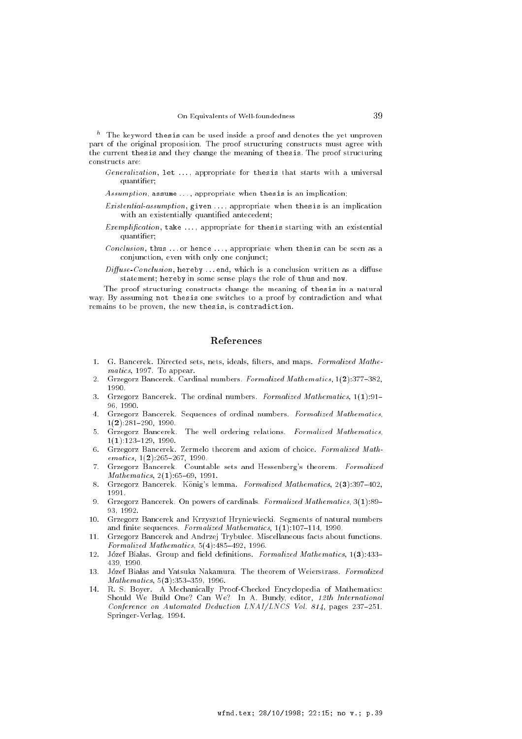[h] The keyword `thesis` can be used inside a proof and denotes the yet unproven part of the original proposition. The proof structuring constructs must agree with the current `thesis` and they change the meaning of `thesis`. The proof structuring constructs are:

- *Generalization*, `let` ..., appropriate for `thesis` that starts with a universal quantifier;
- *Assumption*, `assume` ..., appropriate when `thesis` is an implication;
- *Existential-assumption*, `given` ..., appropriate when `thesis` is an implication with an existentially quantified antecedent;
- *Exemplification*, `take` ..., appropriate for `thesis` starting with an existential quantifier;
- *Conclusion*, `thus` ... or `hence` ..., appropriate when `thesis` can be seen as a conjunction, even with only one conjunct;
- *Diffuse-Conclusion*, `hereby` ...`end`, which is a conclusion written as a diffuse statement; `hereby` in some sense plays the role of `thus` and `now`.

The proof structuring constructs change the meaning of `thesis` in a natural way. By assuming `not thesis` one switches to a proof by contradiction and what remains to be proven, the new `thesis`, is `contradiction`.

## References

1. G. Bancerek. Directed sets, nets, ideals, filters, and maps. *Formalized Mathematics*, 1997. To appear.
2. Grzegorz Bancerek. Cardinal numbers. *Formalized Mathematics*, 1(**2**):377–382, 1990.
3. Grzegorz Bancerek. The ordinal numbers. *Formalized Mathematics*, 1(**1**):91–96, 1990.
4. Grzegorz Bancerek. Sequences of ordinal numbers. *Formalized Mathematics*, 1(**2**):281–290, 1990.
5. Grzegorz Bancerek. The well ordering relations. *Formalized Mathematics*, 1(**1**):123–129, 1990.
6. Grzegorz Bancerek. Zermelo theorem and axiom of choice. *Formalized Mathematics*, 1(**2**):265–267, 1990.
7. Grzegorz Bancerek. Countable sets and Hessenberg's theorem. *Formalized Mathematics*, 2(**1**):65–69, 1991.
8. Grzegorz Bancerek. König's lemma. *Formalized Mathematics*, 2(**3**):397–402, 1991.
9. Grzegorz Bancerek. On powers of cardinals. *Formalized Mathematics*, 3(**1**):89–93, 1992.
10. Grzegorz Bancerek and Krzysztof Hryniewiecki. Segments of natural numbers and finite sequences. *Formalized Mathematics*, 1(**1**):107–114, 1990.
11. Grzegorz Bancerek and Andrzej Trybulec. Miscellaneous facts about functions. *Formalized Mathematics*, 5(4):485–492, 1996.
12. Józef Bialas. Group and field definitions. *Formalized Mathematics*, 1(**3**):433–439, 1990.
13. Józef Białas and Yatsuka Nakamura. The theorem of Weierstrass. *Formalized Mathematics*, 5(**3**):353–359, 1996.
14. R. S. Boyer. A Mechanically Proof-Checked Encyclopedia of Mathematics: Should We Build One? Can We? In A. Bundy, editor, *12th International Conference on Automated Deduction LNAI/LNCS Vol. 814*, pages 237–251. Springer-Verlag, 1994.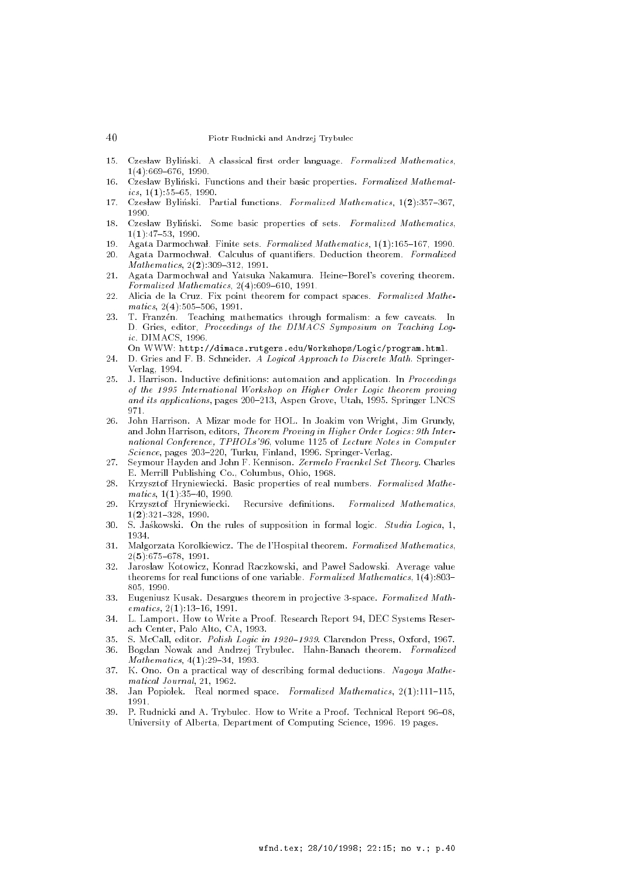15. Czesław Byliński. A classical first order language. *Formalized Mathematics*, 1(**4**):669–676, 1990.
16. Czesław Byliński. Functions and their basic properties. *Formalized Mathematics*, 1(**1**):55–65, 1990.
17. Czesław Byliński. Partial functions. *Formalized Mathematics*, 1(**2**):357–367, 1990.
18. Czesław Byliński. Some basic properties of sets. *Formalized Mathematics*, 1(**1**):47–53, 1990.
19. Agata Darmochwał. Finite sets. *Formalized Mathematics*, 1(**1**):165–167, 1990.
20. Agata Darmochwał. Calculus of quantifiers. Deduction theorem. *Formalized Mathematics*, 2(**2**):309–312, 1991.
21. Agata Darmochwał and Yatsuka Nakamura. Heine–Borel's covering theorem. *Formalized Mathematics*, 2(**4**):609–610, 1991.
22. Alicia de la Cruz. Fix point theorem for compact spaces. *Formalized Mathematics*, 2(**4**):505–506, 1991.
23. T. Franzén. Teaching mathematics through formalism: a few caveats. In D. Gries, editor, *Proceedings of the DIMACS Symposium on Teaching Logic*. DIMACS, 1996.
    On WWW: `http://dimacs.rutgers.edu/Workshops/Logic/program.html`.
24. D. Gries and F. B. Schneider. *A Logical Approach to Discrete Math*. Springer-Verlag, 1994.
25. J. Harrison. Inductive definitions: automation and application. In *Proceedings of the 1995 International Workshop on Higher Order Logic theorem proving and its applications*, pages 200–213, Aspen Grove, Utah, 1995. Springer LNCS 971.
26. John Harrison. A Mizar mode for HOL. In Joakim von Wright, Jim Grundy, and John Harrison, editors, *Theorem Proving in Higher Order Logics: 9th International Conference, TPHOLs'96*, volume 1125 of *Lecture Notes in Computer Science*, pages 203–220, Turku, Finland, 1996. Springer-Verlag.
27. Seymour Hayden and John F. Kennison. *Zermelo Fraenkel Set Theory*. Charles E. Merrill Publishing Co., Columbus, Ohio, 1968.
28. Krzysztof Hryniewiecki. Basic properties of real numbers. *Formalized Mathematics*, 1(**1**):35–40, 1990.
29. Krzysztof Hryniewiecki. Recursive definitions. *Formalized Mathematics*, 1(**2**):321–328, 1990.
30. S. Jaśkowski. On the rules of supposition in formal logic. *Studia Logica*, 1, 1934.
31. Malgorzata Korolkiewicz. The de l'Hospital theorem. *Formalized Mathematics*, 2(**5**):675–678, 1991.
32. Jarosław Kotowicz, Konrad Raczkowski, and Pawel Sadowski. Average value theorems for real functions of one variable. *Formalized Mathematics*, 1(**4**):803–805, 1990.
33. Eugeniusz Kusak. Desargues theorem in projective 3-space. *Formalized Mathematics*, 2(**1**):13–16, 1991.
34. L. Lamport. How to Write a Proof. Research Report 94, DEC Systems Reserach Center, Palo Alto, CA, 1993.
35. S. McCall, editor. *Polish Logic in 1920–1939*. Clarendon Press, Oxford, 1967.
36. Bogdan Nowak and Andrzej Trybulec. Hahn-Banach theorem. *Formalized Mathematics*, 4(**1**):29–34, 1993.
37. K. Ono. On a practical way of describing formal deductions. *Nagoya Mathematical Journal*, 21, 1962.
38. Jan Popiolek. Real normed space. *Formalized Mathematics*, 2(**1**):111–115, 1991.
39. P. Rudnicki and A. Trybulec. How to Write a Proof. Technical Report 96–08, University of Alberta, Department of Computing Science, 1996. 19 pages.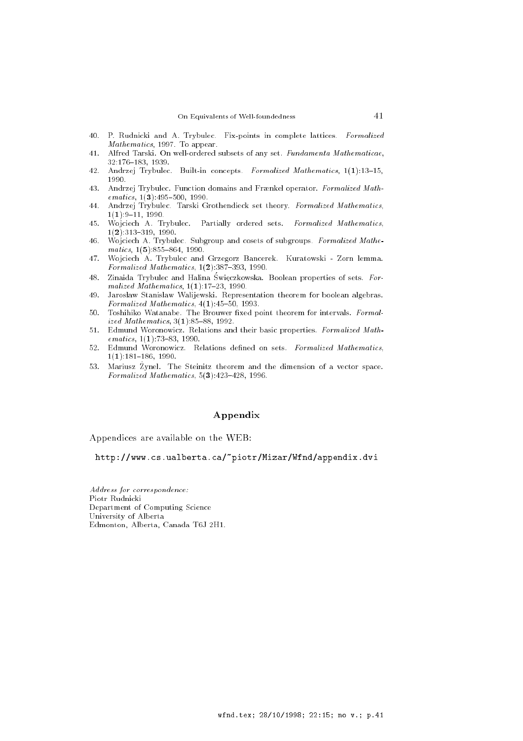40. P. Rudnicki and A. Trybulec. Fix-points in complete lattices. *Formalized Mathematics*, 1997. To appear.
41. Alfred Tarski. On well-ordered subsets of any set. *Fundamenta Mathematicae*, 32:176–183, 1939.
42. Andrzej Trybulec. Built-in concepts. *Formalized Mathematics*, 1(**1**):13–15, 1990.
43. Andrzej Trybulec. Function domains and Frænkel operator. *Formalized Mathematics*, 1(**3**):495–500, 1990.
44. Andrzej Trybulec. Tarski Grothendieck set theory. *Formalized Mathematics*, 1(**1**):9–11, 1990.
45. Wojciech A. Trybulec. Partially ordered sets. *Formalized Mathematics*, 1(**2**):313–319, 1990.
46. Wojciech A. Trybulec. Subgroup and cosets of subgroups. *Formalized Mathematics*, 1(**5**):855–864, 1990.
47. Wojciech A. Trybulec and Grzegorz Bancerek. Kuratowski - Zorn lemma. *Formalized Mathematics*, 1(**2**):387–393, 1990.
48. Zinaida Trybulec and Halina Święczkowska. Boolean properties of sets. *Formalized Mathematics*, 1(**1**):17–23, 1990.
49. Jarosław Stanisław Walijewski. Representation theorem for boolean algebras. *Formalized Mathematics*, 4(**1**):45–50, 1993.
50. Toshihiko Watanabe. The Brouwer fixed point theorem for intervals. *Formalized Mathematics*, 3(**1**):85–88, 1992.
51. Edmund Woronowicz. Relations and their basic properties. *Formalized Mathematics*, 1(**1**):73–83, 1990.
52. Edmund Woronowicz. Relations defined on sets. *Formalized Mathematics*, 1(**1**):181–186, 1990.
53. Mariusz Żynel. The Steinitz theorem and the dimension of a vector space. *Formalized Mathematics*, 5(**3**):423–428, 1996.

## Appendix

Appendices are available on the WEB:

http://www.cs.ualberta.ca/~piotr/Mizar/Wfnd/appendix.dvi

*Address for correspondence:*
Piotr Rudnicki
Department of Computing Science
University of Alberta
Edmonton, Alberta, Canada T6J 2H1.